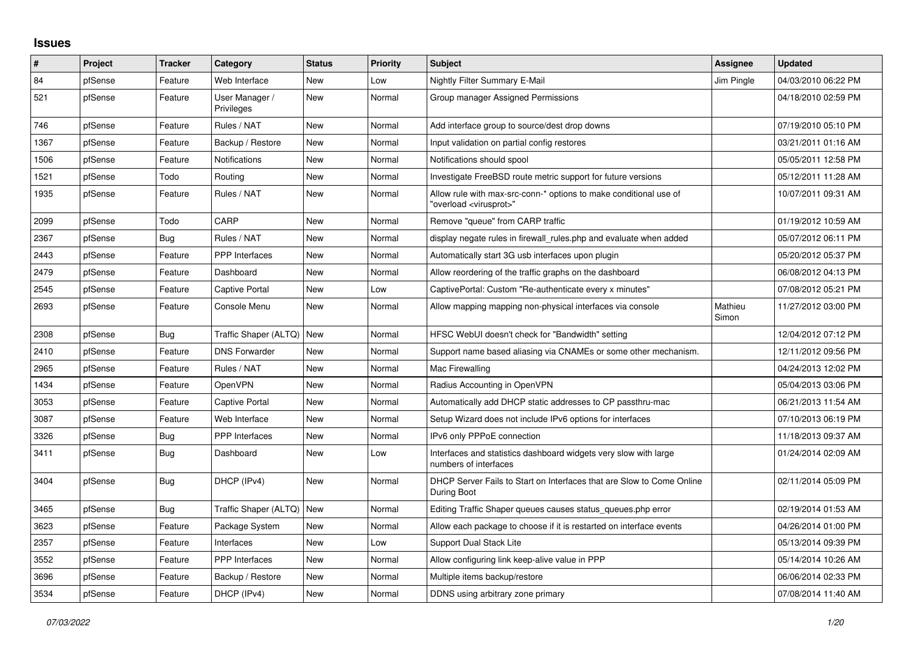## Issues

| # | Project | Tracker | Category | Status | Priority | Subject | Assignee | Updated |
|---|---|---|---|---|---|---|---|---|
| 84 | pfSense | Feature | Web Interface | New | Low | Nightly Filter Summary E-Mail | Jim Pingle | 04/03/2010 06:22 PM |
| 521 | pfSense | Feature | User Manager / Privileges | New | Normal | Group manager Assigned Permissions | | 04/18/2010 02:59 PM |
| 746 | pfSense | Feature | Rules / NAT | New | Normal | Add interface group to source/dest drop downs | | 07/19/2010 05:10 PM |
| 1367 | pfSense | Feature | Backup / Restore | New | Normal | Input validation on partial config restores | | 03/21/2011 01:16 AM |
| 1506 | pfSense | Feature | Notifications | New | Normal | Notifications should spool | | 05/05/2011 12:58 PM |
| 1521 | pfSense | Todo | Routing | New | Normal | Investigate FreeBSD route metric support for future versions | | 05/12/2011 11:28 AM |
| 1935 | pfSense | Feature | Rules / NAT | New | Normal | Allow rule with max-src-conn-* options to make conditional use of "overload <virusprot>" | | 10/07/2011 09:31 AM |
| 2099 | pfSense | Todo | CARP | New | Normal | Remove "queue" from CARP traffic | | 01/19/2012 10:59 AM |
| 2367 | pfSense | Bug | Rules / NAT | New | Normal | display negate rules in firewall_rules.php and evaluate when added | | 05/07/2012 06:11 PM |
| 2443 | pfSense | Feature | PPP Interfaces | New | Normal | Automatically start 3G usb interfaces upon plugin | | 05/20/2012 05:37 PM |
| 2479 | pfSense | Feature | Dashboard | New | Normal | Allow reordering of the traffic graphs on the dashboard | | 06/08/2012 04:13 PM |
| 2545 | pfSense | Feature | Captive Portal | New | Low | CaptivePortal: Custom "Re-authenticate every x minutes" | | 07/08/2012 05:21 PM |
| 2693 | pfSense | Feature | Console Menu | New | Normal | Allow mapping mapping non-physical interfaces via console | Mathieu Simon | 11/27/2012 03:00 PM |
| 2308 | pfSense | Bug | Traffic Shaper (ALTQ) | New | Normal | HFSC WebUI doesn't check for "Bandwidth" setting | | 12/04/2012 07:12 PM |
| 2410 | pfSense | Feature | DNS Forwarder | New | Normal | Support name based aliasing via CNAMEs or some other mechanism. | | 12/11/2012 09:56 PM |
| 2965 | pfSense | Feature | Rules / NAT | New | Normal | Mac Firewalling | | 04/24/2013 12:02 PM |
| 1434 | pfSense | Feature | OpenVPN | New | Normal | Radius Accounting in OpenVPN | | 05/04/2013 03:06 PM |
| 3053 | pfSense | Feature | Captive Portal | New | Normal | Automatically add DHCP static addresses to CP passthru-mac | | 06/21/2013 11:54 AM |
| 3087 | pfSense | Feature | Web Interface | New | Normal | Setup Wizard does not include IPv6 options for interfaces | | 07/10/2013 06:19 PM |
| 3326 | pfSense | Bug | PPP Interfaces | New | Normal | IPv6 only PPPoE connection | | 11/18/2013 09:37 AM |
| 3411 | pfSense | Bug | Dashboard | New | Low | Interfaces and statistics dashboard widgets very slow with large numbers of interfaces | | 01/24/2014 02:09 AM |
| 3404 | pfSense | Bug | DHCP (IPv4) | New | Normal | DHCP Server Fails to Start on Interfaces that are Slow to Come Online During Boot | | 02/11/2014 05:09 PM |
| 3465 | pfSense | Bug | Traffic Shaper (ALTQ) | New | Normal | Editing Traffic Shaper queues causes status_queues.php error | | 02/19/2014 01:53 AM |
| 3623 | pfSense | Feature | Package System | New | Normal | Allow each package to choose if it is restarted on interface events | | 04/26/2014 01:00 PM |
| 2357 | pfSense | Feature | Interfaces | New | Low | Support Dual Stack Lite | | 05/13/2014 09:39 PM |
| 3552 | pfSense | Feature | PPP Interfaces | New | Normal | Allow configuring link keep-alive value in PPP | | 05/14/2014 10:26 AM |
| 3696 | pfSense | Feature | Backup / Restore | New | Normal | Multiple items backup/restore | | 06/06/2014 02:33 PM |
| 3534 | pfSense | Feature | DHCP (IPv4) | New | Normal | DDNS using arbitrary zone primary | | 07/08/2014 11:40 AM |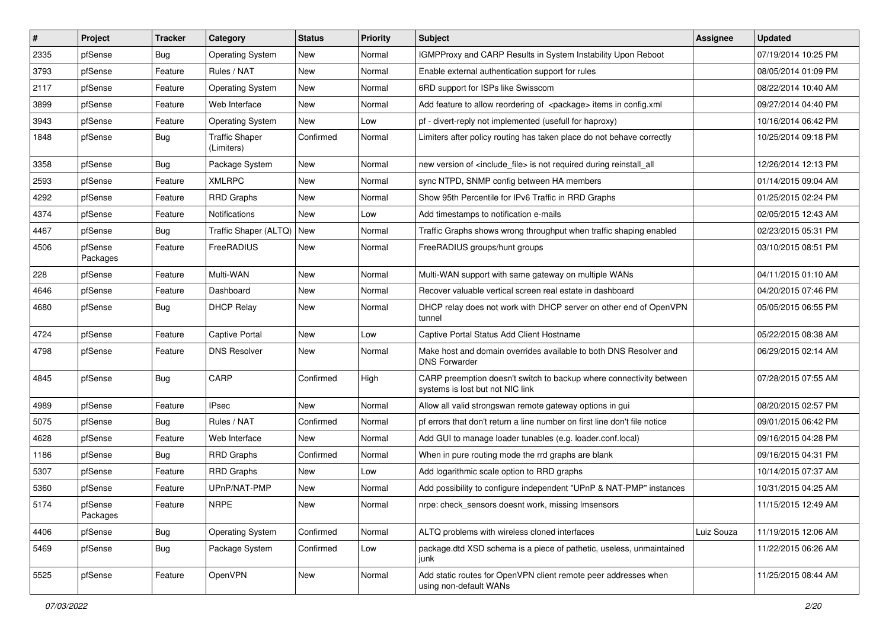| # | Project | Tracker | Category | Status | Priority | Subject | Assignee | Updated |
|---|---|---|---|---|---|---|---|---|
| 2335 | pfSense | Bug | Operating System | New | Normal | IGMPProxy and CARP Results in System Instability Upon Reboot | | 07/19/2014 10:25 PM |
| 3793 | pfSense | Feature | Rules / NAT | New | Normal | Enable external authentication support for rules | | 08/05/2014 01:09 PM |
| 2117 | pfSense | Feature | Operating System | New | Normal | 6RD support for ISPs like Swisscom | | 08/22/2014 10:40 AM |
| 3899 | pfSense | Feature | Web Interface | New | Normal | Add feature to allow reordering of <package> items in config.xml | | 09/27/2014 04:40 PM |
| 3943 | pfSense | Feature | Operating System | New | Low | pf - divert-reply not implemented (usefull for haproxy) | | 10/16/2014 06:42 PM |
| 1848 | pfSense | Bug | Traffic Shaper (Limiters) | Confirmed | Normal | Limiters after policy routing has taken place do not behave correctly | | 10/25/2014 09:18 PM |
| 3358 | pfSense | Bug | Package System | New | Normal | new version of <include_file> is not required during reinstall_all | | 12/26/2014 12:13 PM |
| 2593 | pfSense | Feature | XMLRPC | New | Normal | sync NTPD, SNMP config between HA members | | 01/14/2015 09:04 AM |
| 4292 | pfSense | Feature | RRD Graphs | New | Normal | Show 95th Percentile for IPv6 Traffic in RRD Graphs | | 01/25/2015 02:24 PM |
| 4374 | pfSense | Feature | Notifications | New | Low | Add timestamps to notification e-mails | | 02/05/2015 12:43 AM |
| 4467 | pfSense | Bug | Traffic Shaper (ALTQ) | New | Normal | Traffic Graphs shows wrong throughput when traffic shaping enabled | | 02/23/2015 05:31 PM |
| 4506 | pfSense Packages | Feature | FreeRADIUS | New | Normal | FreeRADIUS groups/hunt groups | | 03/10/2015 08:51 PM |
| 228 | pfSense | Feature | Multi-WAN | New | Normal | Multi-WAN support with same gateway on multiple WANs | | 04/11/2015 01:10 AM |
| 4646 | pfSense | Feature | Dashboard | New | Normal | Recover valuable vertical screen real estate in dashboard | | 04/20/2015 07:46 PM |
| 4680 | pfSense | Bug | DHCP Relay | New | Normal | DHCP relay does not work with DHCP server on other end of OpenVPN tunnel | | 05/05/2015 06:55 PM |
| 4724 | pfSense | Feature | Captive Portal | New | Low | Captive Portal Status Add Client Hostname | | 05/22/2015 08:38 AM |
| 4798 | pfSense | Feature | DNS Resolver | New | Normal | Make host and domain overrides available to both DNS Resolver and DNS Forwarder | | 06/29/2015 02:14 AM |
| 4845 | pfSense | Bug | CARP | Confirmed | High | CARP preemption doesn't switch to backup where connectivity between systems is lost but not NIC link | | 07/28/2015 07:55 AM |
| 4989 | pfSense | Feature | IPsec | New | Normal | Allow all valid strongswan remote gateway options in gui | | 08/20/2015 02:57 PM |
| 5075 | pfSense | Bug | Rules / NAT | Confirmed | Normal | pf errors that don't return a line number on first line don't file notice | | 09/01/2015 06:42 PM |
| 4628 | pfSense | Feature | Web Interface | New | Normal | Add GUI to manage loader tunables (e.g. loader.conf.local) | | 09/16/2015 04:28 PM |
| 1186 | pfSense | Bug | RRD Graphs | Confirmed | Normal | When in pure routing mode the rrd graphs are blank | | 09/16/2015 04:31 PM |
| 5307 | pfSense | Feature | RRD Graphs | New | Low | Add logarithmic scale option to RRD graphs | | 10/14/2015 07:37 AM |
| 5360 | pfSense | Feature | UPnP/NAT-PMP | New | Normal | Add possibility to configure independent "UPnP & NAT-PMP" instances | | 10/31/2015 04:25 AM |
| 5174 | pfSense Packages | Feature | NRPE | New | Normal | nrpe: check_sensors doesnt work, missing lmsensors | | 11/15/2015 12:49 AM |
| 4406 | pfSense | Bug | Operating System | Confirmed | Normal | ALTQ problems with wireless cloned interfaces | Luiz Souza | 11/19/2015 12:06 AM |
| 5469 | pfSense | Bug | Package System | Confirmed | Low | package.dtd XSD schema is a piece of pathetic, useless, unmaintained junk | | 11/22/2015 06:26 AM |
| 5525 | pfSense | Feature | OpenVPN | New | Normal | Add static routes for OpenVPN client remote peer addresses when using non-default WANs | | 11/25/2015 08:44 AM |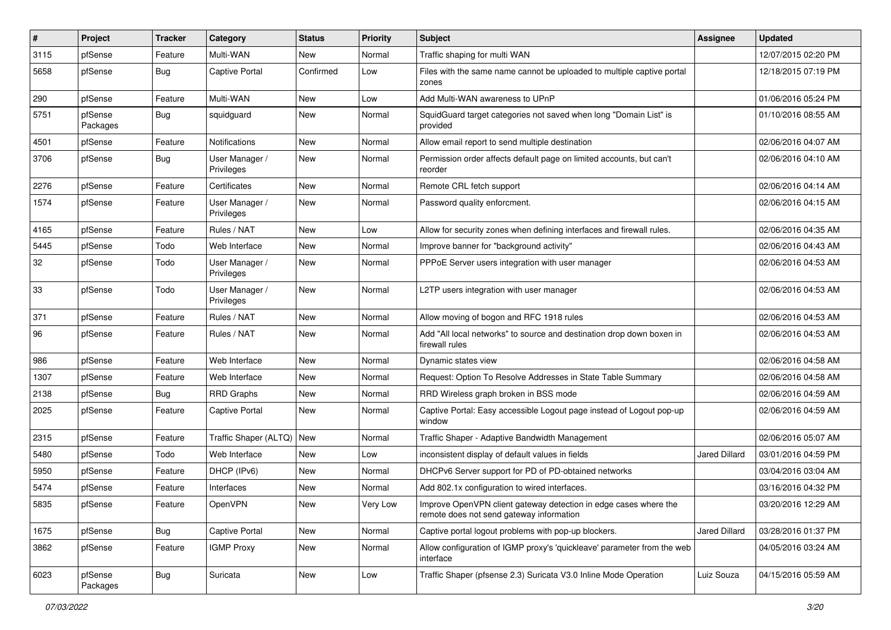| # | Project | Tracker | Category | Status | Priority | Subject | Assignee | Updated |
|---|---|---|---|---|---|---|---|---|
| 3115 | pfSense | Feature | Multi-WAN | New | Normal | Traffic shaping for multi WAN | | 12/07/2015 02:20 PM |
| 5658 | pfSense | Bug | Captive Portal | Confirmed | Low | Files with the same name cannot be uploaded to multiple captive portal zones | | 12/18/2015 07:19 PM |
| 290 | pfSense | Feature | Multi-WAN | New | Low | Add Multi-WAN awareness to UPnP | | 01/06/2016 05:24 PM |
| 5751 | pfSense Packages | Bug | squidguard | New | Normal | SquidGuard target categories not saved when long "Domain List" is provided | | 01/10/2016 08:55 AM |
| 4501 | pfSense | Feature | Notifications | New | Normal | Allow email report to send multiple destination | | 02/06/2016 04:07 AM |
| 3706 | pfSense | Bug | User Manager / Privileges | New | Normal | Permission order affects default page on limited accounts, but can't reorder | | 02/06/2016 04:10 AM |
| 2276 | pfSense | Feature | Certificates | New | Normal | Remote CRL fetch support | | 02/06/2016 04:14 AM |
| 1574 | pfSense | Feature | User Manager / Privileges | New | Normal | Password quality enforcment. | | 02/06/2016 04:15 AM |
| 4165 | pfSense | Feature | Rules / NAT | New | Low | Allow for security zones when defining interfaces and firewall rules. | | 02/06/2016 04:35 AM |
| 5445 | pfSense | Todo | Web Interface | New | Normal | Improve banner for "background activity" | | 02/06/2016 04:43 AM |
| 32 | pfSense | Todo | User Manager / Privileges | New | Normal | PPPoE Server users integration with user manager | | 02/06/2016 04:53 AM |
| 33 | pfSense | Todo | User Manager / Privileges | New | Normal | L2TP users integration with user manager | | 02/06/2016 04:53 AM |
| 371 | pfSense | Feature | Rules / NAT | New | Normal | Allow moving of bogon and RFC 1918 rules | | 02/06/2016 04:53 AM |
| 96 | pfSense | Feature | Rules / NAT | New | Normal | Add "All local networks" to source and destination drop down boxen in firewall rules | | 02/06/2016 04:53 AM |
| 986 | pfSense | Feature | Web Interface | New | Normal | Dynamic states view | | 02/06/2016 04:58 AM |
| 1307 | pfSense | Feature | Web Interface | New | Normal | Request: Option To Resolve Addresses in State Table Summary | | 02/06/2016 04:58 AM |
| 2138 | pfSense | Bug | RRD Graphs | New | Normal | RRD Wireless graph broken in BSS mode | | 02/06/2016 04:59 AM |
| 2025 | pfSense | Feature | Captive Portal | New | Normal | Captive Portal: Easy accessible Logout page instead of Logout pop-up window | | 02/06/2016 04:59 AM |
| 2315 | pfSense | Feature | Traffic Shaper (ALTQ) | New | Normal | Traffic Shaper - Adaptive Bandwidth Management | | 02/06/2016 05:07 AM |
| 5480 | pfSense | Todo | Web Interface | New | Low | inconsistent display of default values in fields | Jared Dillard | 03/01/2016 04:59 PM |
| 5950 | pfSense | Feature | DHCP (IPv6) | New | Normal | DHCPv6 Server support for PD of PD-obtained networks | | 03/04/2016 03:04 AM |
| 5474 | pfSense | Feature | Interfaces | New | Normal | Add 802.1x configuration to wired interfaces. | | 03/16/2016 04:32 PM |
| 5835 | pfSense | Feature | OpenVPN | New | Very Low | Improve OpenVPN client gateway detection in edge cases where the remote does not send gateway information | | 03/20/2016 12:29 AM |
| 1675 | pfSense | Bug | Captive Portal | New | Normal | Captive portal logout problems with pop-up blockers. | Jared Dillard | 03/28/2016 01:37 PM |
| 3862 | pfSense | Feature | IGMP Proxy | New | Normal | Allow configuration of IGMP proxy's 'quickleave' parameter from the web interface | | 04/05/2016 03:24 AM |
| 6023 | pfSense Packages | Bug | Suricata | New | Low | Traffic Shaper (pfsense 2.3) Suricata V3.0 Inline Mode Operation | Luiz Souza | 04/15/2016 05:59 AM |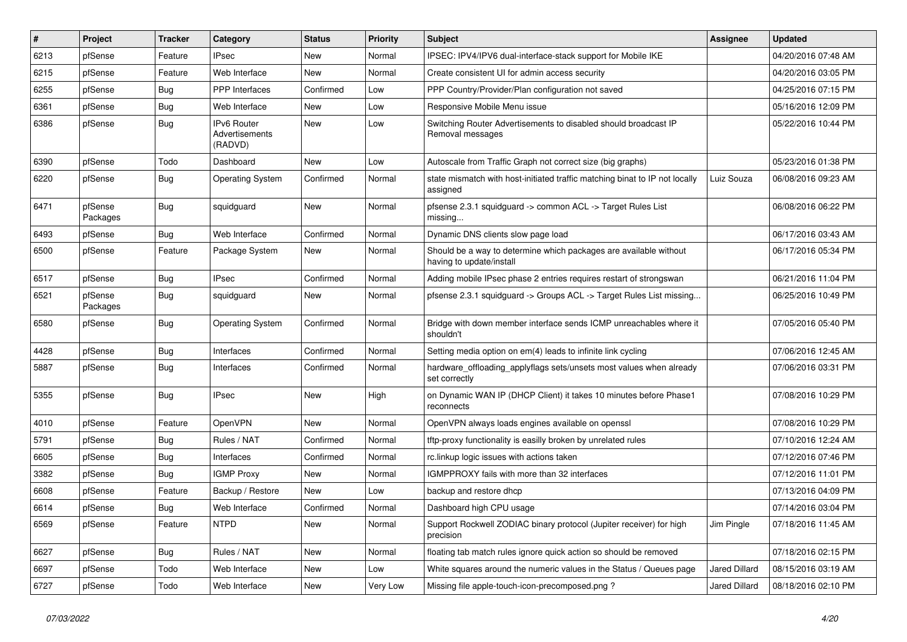| # | Project | Tracker | Category | Status | Priority | Subject | Assignee | Updated |
|---|---|---|---|---|---|---|---|---|
| 6213 | pfSense | Feature | IPsec | New | Normal | IPSEC: IPV4/IPV6 dual-interface-stack support for Mobile IKE | | 04/20/2016 07:48 AM |
| 6215 | pfSense | Feature | Web Interface | New | Normal | Create consistent UI for admin access security | | 04/20/2016 03:05 PM |
| 6255 | pfSense | Bug | PPP Interfaces | Confirmed | Low | PPP Country/Provider/Plan configuration not saved | | 04/25/2016 07:15 PM |
| 6361 | pfSense | Bug | Web Interface | New | Low | Responsive Mobile Menu issue | | 05/16/2016 12:09 PM |
| 6386 | pfSense | Bug | IPv6 Router Advertisements (RADVD) | New | Low | Switching Router Advertisements to disabled should broadcast IP Removal messages | | 05/22/2016 10:44 PM |
| 6390 | pfSense | Todo | Dashboard | New | Low | Autoscale from Traffic Graph not correct size (big graphs) | | 05/23/2016 01:38 PM |
| 6220 | pfSense | Bug | Operating System | Confirmed | Normal | state mismatch with host-initiated traffic matching binat to IP not locally assigned | Luiz Souza | 06/08/2016 09:23 AM |
| 6471 | pfSense Packages | Bug | squidguard | New | Normal | pfsense 2.3.1 squidguard -> common ACL -> Target Rules List missing... | | 06/08/2016 06:22 PM |
| 6493 | pfSense | Bug | Web Interface | Confirmed | Normal | Dynamic DNS clients slow page load | | 06/17/2016 03:43 AM |
| 6500 | pfSense | Feature | Package System | New | Normal | Should be a way to determine which packages are available without having to update/install | | 06/17/2016 05:34 PM |
| 6517 | pfSense | Bug | IPsec | Confirmed | Normal | Adding mobile IPsec phase 2 entries requires restart of strongswan | | 06/21/2016 11:04 PM |
| 6521 | pfSense Packages | Bug | squidguard | New | Normal | pfsense 2.3.1 squidguard -> Groups ACL -> Target Rules List missing... | | 06/25/2016 10:49 PM |
| 6580 | pfSense | Bug | Operating System | Confirmed | Normal | Bridge with down member interface sends ICMP unreachables where it shouldn't | | 07/05/2016 05:40 PM |
| 4428 | pfSense | Bug | Interfaces | Confirmed | Normal | Setting media option on em(4) leads to infinite link cycling | | 07/06/2016 12:45 AM |
| 5887 | pfSense | Bug | Interfaces | Confirmed | Normal | hardware_offloading_applyflags sets/unsets most values when already set correctly | | 07/06/2016 03:31 PM |
| 5355 | pfSense | Bug | IPsec | New | High | on Dynamic WAN IP (DHCP Client) it takes 10 minutes before Phase1 reconnects | | 07/08/2016 10:29 PM |
| 4010 | pfSense | Feature | OpenVPN | New | Normal | OpenVPN always loads engines available on openssl | | 07/08/2016 10:29 PM |
| 5791 | pfSense | Bug | Rules / NAT | Confirmed | Normal | tftp-proxy functionality is easilly broken by unrelated rules | | 07/10/2016 12:24 AM |
| 6605 | pfSense | Bug | Interfaces | Confirmed | Normal | rc.linkup logic issues with actions taken | | 07/12/2016 07:46 PM |
| 3382 | pfSense | Bug | IGMP Proxy | New | Normal | IGMPPROXY fails with more than 32 interfaces | | 07/12/2016 11:01 PM |
| 6608 | pfSense | Feature | Backup / Restore | New | Low | backup and restore dhcp | | 07/13/2016 04:09 PM |
| 6614 | pfSense | Bug | Web Interface | Confirmed | Normal | Dashboard high CPU usage | | 07/14/2016 03:04 PM |
| 6569 | pfSense | Feature | NTPD | New | Normal | Support Rockwell ZODIAC binary protocol (Jupiter receiver) for high precision | Jim Pingle | 07/18/2016 11:45 AM |
| 6627 | pfSense | Bug | Rules / NAT | New | Normal | floating tab match rules ignore quick action so should be removed | | 07/18/2016 02:15 PM |
| 6697 | pfSense | Todo | Web Interface | New | Low | White squares around the numeric values in the Status / Queues page | Jared Dillard | 08/15/2016 03:19 AM |
| 6727 | pfSense | Todo | Web Interface | New | Very Low | Missing file apple-touch-icon-precomposed.png ? | Jared Dillard | 08/18/2016 02:10 PM |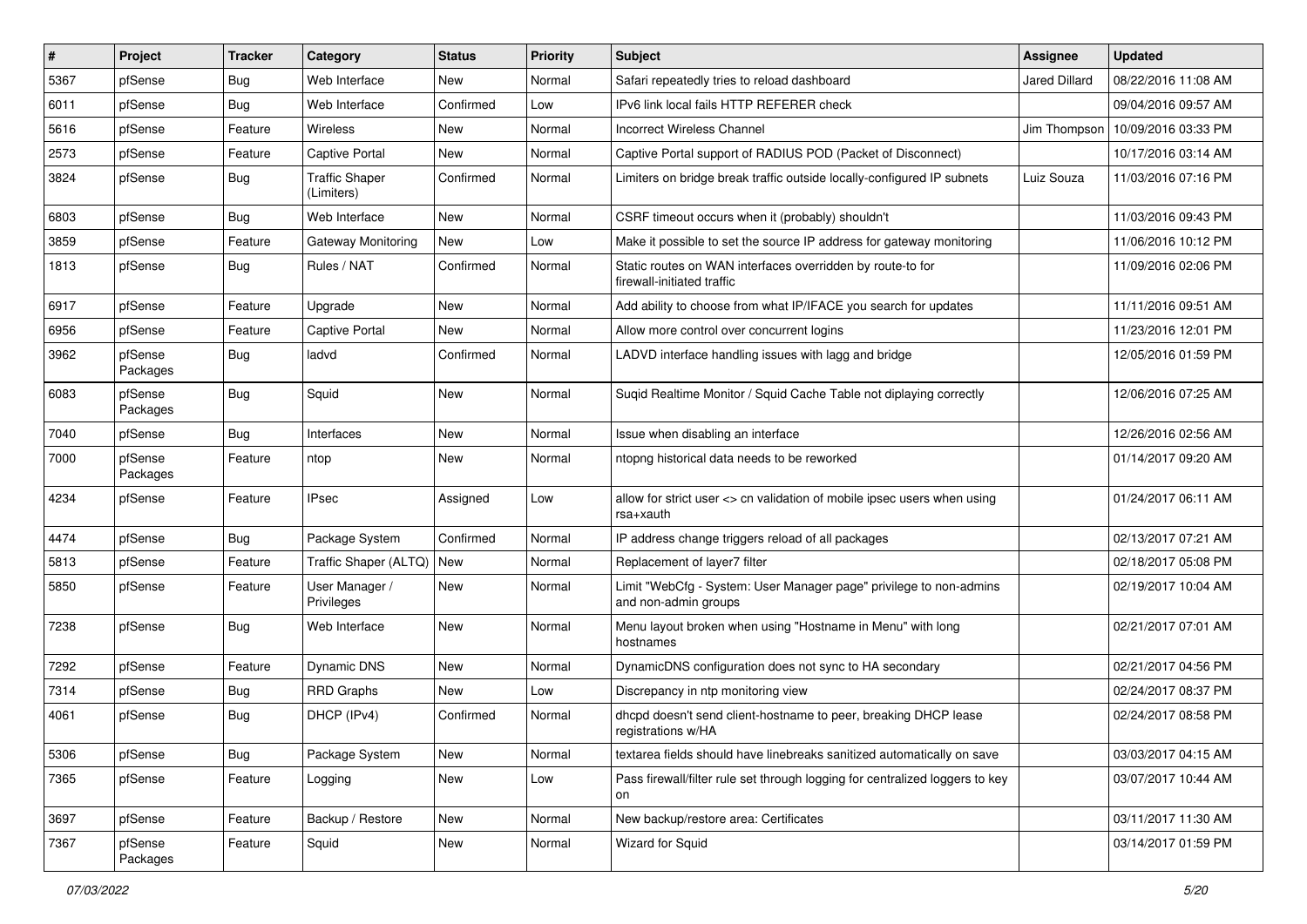| # | Project | Tracker | Category | Status | Priority | Subject | Assignee | Updated |
|---|---|---|---|---|---|---|---|---|
| 5367 | pfSense | Bug | Web Interface | New | Normal | Safari repeatedly tries to reload dashboard | Jared Dillard | 08/22/2016 11:08 AM |
| 6011 | pfSense | Bug | Web Interface | Confirmed | Low | IPv6 link local fails HTTP REFERER check | | 09/04/2016 09:57 AM |
| 5616 | pfSense | Feature | Wireless | New | Normal | Incorrect Wireless Channel | Jim Thompson | 10/09/2016 03:33 PM |
| 2573 | pfSense | Feature | Captive Portal | New | Normal | Captive Portal support of RADIUS POD (Packet of Disconnect) | | 10/17/2016 03:14 AM |
| 3824 | pfSense | Bug | Traffic Shaper (Limiters) | Confirmed | Normal | Limiters on bridge break traffic outside locally-configured IP subnets | Luiz Souza | 11/03/2016 07:16 PM |
| 6803 | pfSense | Bug | Web Interface | New | Normal | CSRF timeout occurs when it (probably) shouldn't | | 11/03/2016 09:43 PM |
| 3859 | pfSense | Feature | Gateway Monitoring | New | Low | Make it possible to set the source IP address for gateway monitoring | | 11/06/2016 10:12 PM |
| 1813 | pfSense | Bug | Rules / NAT | Confirmed | Normal | Static routes on WAN interfaces overridden by route-to for firewall-initiated traffic | | 11/09/2016 02:06 PM |
| 6917 | pfSense | Feature | Upgrade | New | Normal | Add ability to choose from what IP/IFACE you search for updates | | 11/11/2016 09:51 AM |
| 6956 | pfSense | Feature | Captive Portal | New | Normal | Allow more control over concurrent logins | | 11/23/2016 12:01 PM |
| 3962 | pfSense Packages | Bug | ladvd | Confirmed | Normal | LADVD interface handling issues with lagg and bridge | | 12/05/2016 01:59 PM |
| 6083 | pfSense Packages | Bug | Squid | New | Normal | Suqid Realtime Monitor / Squid Cache Table not diplaying correctly | | 12/06/2016 07:25 AM |
| 7040 | pfSense | Bug | Interfaces | New | Normal | Issue when disabling an interface | | 12/26/2016 02:56 AM |
| 7000 | pfSense Packages | Feature | ntop | New | Normal | ntopng historical data needs to be reworked | | 01/14/2017 09:20 AM |
| 4234 | pfSense | Feature | IPsec | Assigned | Low | allow for strict user <> cn validation of mobile ipsec users when using rsa+xauth | | 01/24/2017 06:11 AM |
| 4474 | pfSense | Bug | Package System | Confirmed | Normal | IP address change triggers reload of all packages | | 02/13/2017 07:21 AM |
| 5813 | pfSense | Feature | Traffic Shaper (ALTQ) | New | Normal | Replacement of layer7 filter | | 02/18/2017 05:08 PM |
| 5850 | pfSense | Feature | User Manager / Privileges | New | Normal | Limit "WebCfg - System: User Manager page" privilege to non-admins and non-admin groups | | 02/19/2017 10:04 AM |
| 7238 | pfSense | Bug | Web Interface | New | Normal | Menu layout broken when using "Hostname in Menu" with long hostnames | | 02/21/2017 07:01 AM |
| 7292 | pfSense | Feature | Dynamic DNS | New | Normal | DynamicDNS configuration does not sync to HA secondary | | 02/21/2017 04:56 PM |
| 7314 | pfSense | Bug | RRD Graphs | New | Low | Discrepancy in ntp monitoring view | | 02/24/2017 08:37 PM |
| 4061 | pfSense | Bug | DHCP (IPv4) | Confirmed | Normal | dhcpd doesn't send client-hostname to peer, breaking DHCP lease registrations w/HA | | 02/24/2017 08:58 PM |
| 5306 | pfSense | Bug | Package System | New | Normal | textarea fields should have linebreaks sanitized automatically on save | | 03/03/2017 04:15 AM |
| 7365 | pfSense | Feature | Logging | New | Low | Pass firewall/filter rule set through logging for centralized loggers to key on | | 03/07/2017 10:44 AM |
| 3697 | pfSense | Feature | Backup / Restore | New | Normal | New backup/restore area: Certificates | | 03/11/2017 11:30 AM |
| 7367 | pfSense Packages | Feature | Squid | New | Normal | Wizard for Squid | | 03/14/2017 01:59 PM |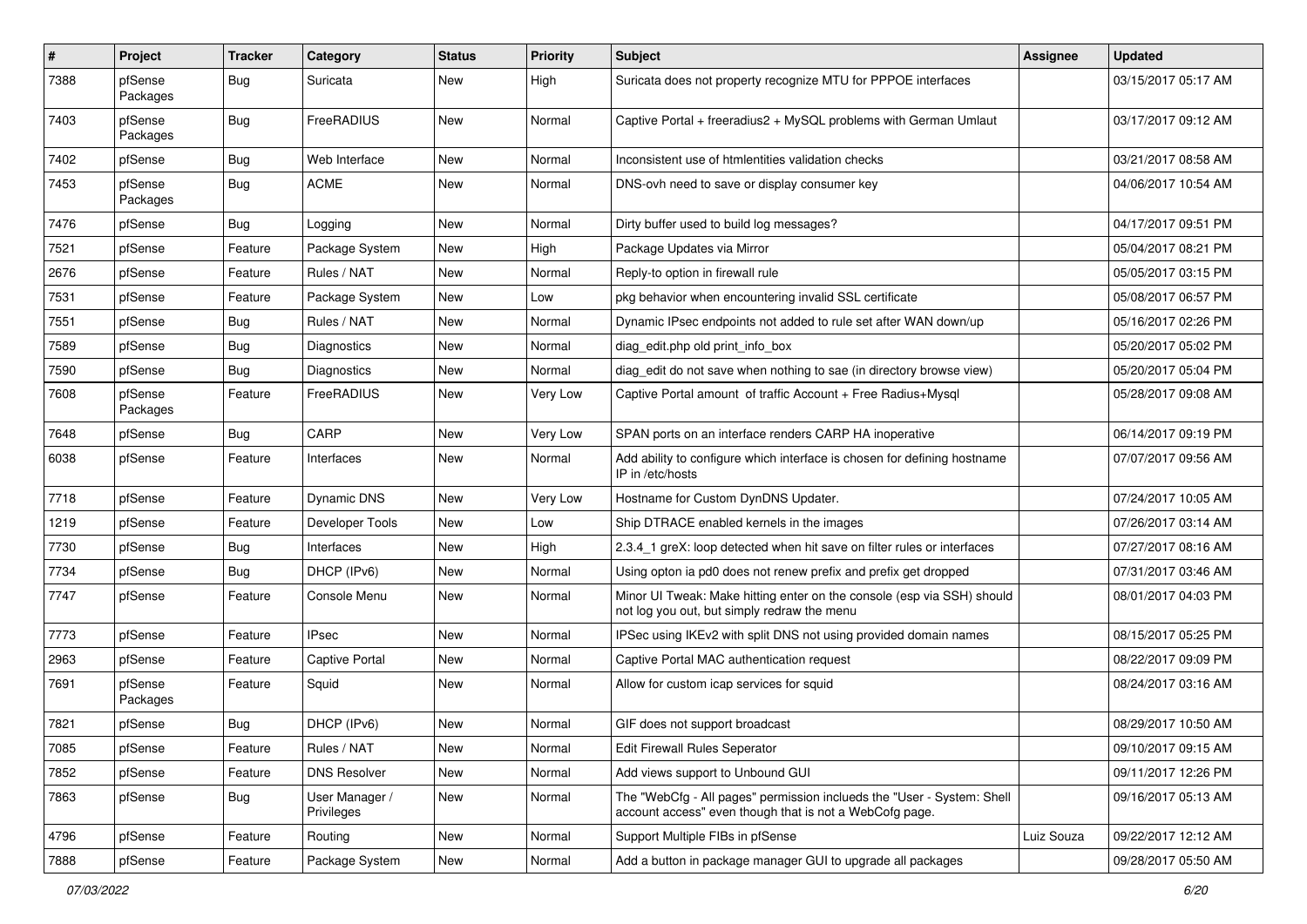| # | Project | Tracker | Category | Status | Priority | Subject | Assignee | Updated |
|---|---|---|---|---|---|---|---|---|
| 7388 | pfSense Packages | Bug | Suricata | New | High | Suricata does not property recognize MTU for PPPOE interfaces | | 03/15/2017 05:17 AM |
| 7403 | pfSense Packages | Bug | FreeRADIUS | New | Normal | Captive Portal + freeradius2 + MySQL problems with German Umlaut | | 03/17/2017 09:12 AM |
| 7402 | pfSense | Bug | Web Interface | New | Normal | Inconsistent use of htmlentities validation checks | | 03/21/2017 08:58 AM |
| 7453 | pfSense Packages | Bug | ACME | New | Normal | DNS-ovh need to save or display consumer key | | 04/06/2017 10:54 AM |
| 7476 | pfSense | Bug | Logging | New | Normal | Dirty buffer used to build log messages? | | 04/17/2017 09:51 PM |
| 7521 | pfSense | Feature | Package System | New | High | Package Updates via Mirror | | 05/04/2017 08:21 PM |
| 2676 | pfSense | Feature | Rules / NAT | New | Normal | Reply-to option in firewall rule | | 05/05/2017 03:15 PM |
| 7531 | pfSense | Feature | Package System | New | Low | pkg behavior when encountering invalid SSL certificate | | 05/08/2017 06:57 PM |
| 7551 | pfSense | Bug | Rules / NAT | New | Normal | Dynamic IPsec endpoints not added to rule set after WAN down/up | | 05/16/2017 02:26 PM |
| 7589 | pfSense | Bug | Diagnostics | New | Normal | diag_edit.php old print_info_box | | 05/20/2017 05:02 PM |
| 7590 | pfSense | Bug | Diagnostics | New | Normal | diag_edit do not save when nothing to sae (in directory browse view) | | 05/20/2017 05:04 PM |
| 7608 | pfSense Packages | Feature | FreeRADIUS | New | Very Low | Captive Portal amount of traffic Account + Free Radius+Mysql | | 05/28/2017 09:08 AM |
| 7648 | pfSense | Bug | CARP | New | Very Low | SPAN ports on an interface renders CARP HA inoperative | | 06/14/2017 09:19 PM |
| 6038 | pfSense | Feature | Interfaces | New | Normal | Add ability to configure which interface is chosen for defining hostname IP in /etc/hosts | | 07/07/2017 09:56 AM |
| 7718 | pfSense | Feature | Dynamic DNS | New | Very Low | Hostname for Custom DynDNS Updater. | | 07/24/2017 10:05 AM |
| 1219 | pfSense | Feature | Developer Tools | New | Low | Ship DTRACE enabled kernels in the images | | 07/26/2017 03:14 AM |
| 7730 | pfSense | Bug | Interfaces | New | High | 2.3.4_1 greX: loop detected when hit save on filter rules or interfaces | | 07/27/2017 08:16 AM |
| 7734 | pfSense | Bug | DHCP (IPv6) | New | Normal | Using opton ia pd0 does not renew prefix and prefix get dropped | | 07/31/2017 03:46 AM |
| 7747 | pfSense | Feature | Console Menu | New | Normal | Minor UI Tweak: Make hitting enter on the console (esp via SSH) should not log you out, but simply redraw the menu | | 08/01/2017 04:03 PM |
| 7773 | pfSense | Feature | IPsec | New | Normal | IPSec using IKEv2 with split DNS not using provided domain names | | 08/15/2017 05:25 PM |
| 2963 | pfSense | Feature | Captive Portal | New | Normal | Captive Portal MAC authentication request | | 08/22/2017 09:09 PM |
| 7691 | pfSense Packages | Feature | Squid | New | Normal | Allow for custom icap services for squid | | 08/24/2017 03:16 AM |
| 7821 | pfSense | Bug | DHCP (IPv6) | New | Normal | GIF does not support broadcast | | 08/29/2017 10:50 AM |
| 7085 | pfSense | Feature | Rules / NAT | New | Normal | Edit Firewall Rules Seperator | | 09/10/2017 09:15 AM |
| 7852 | pfSense | Feature | DNS Resolver | New | Normal | Add views support to Unbound GUI | | 09/11/2017 12:26 PM |
| 7863 | pfSense | Bug | User Manager / Privileges | New | Normal | The "WebCfg - All pages" permission inclueds the "User - System: Shell account access" even though that is not a WebCofg page. | | 09/16/2017 05:13 AM |
| 4796 | pfSense | Feature | Routing | New | Normal | Support Multiple FIBs in pfSense | Luiz Souza | 09/22/2017 12:12 AM |
| 7888 | pfSense | Feature | Package System | New | Normal | Add a button in package manager GUI to upgrade all packages | | 09/28/2017 05:50 AM |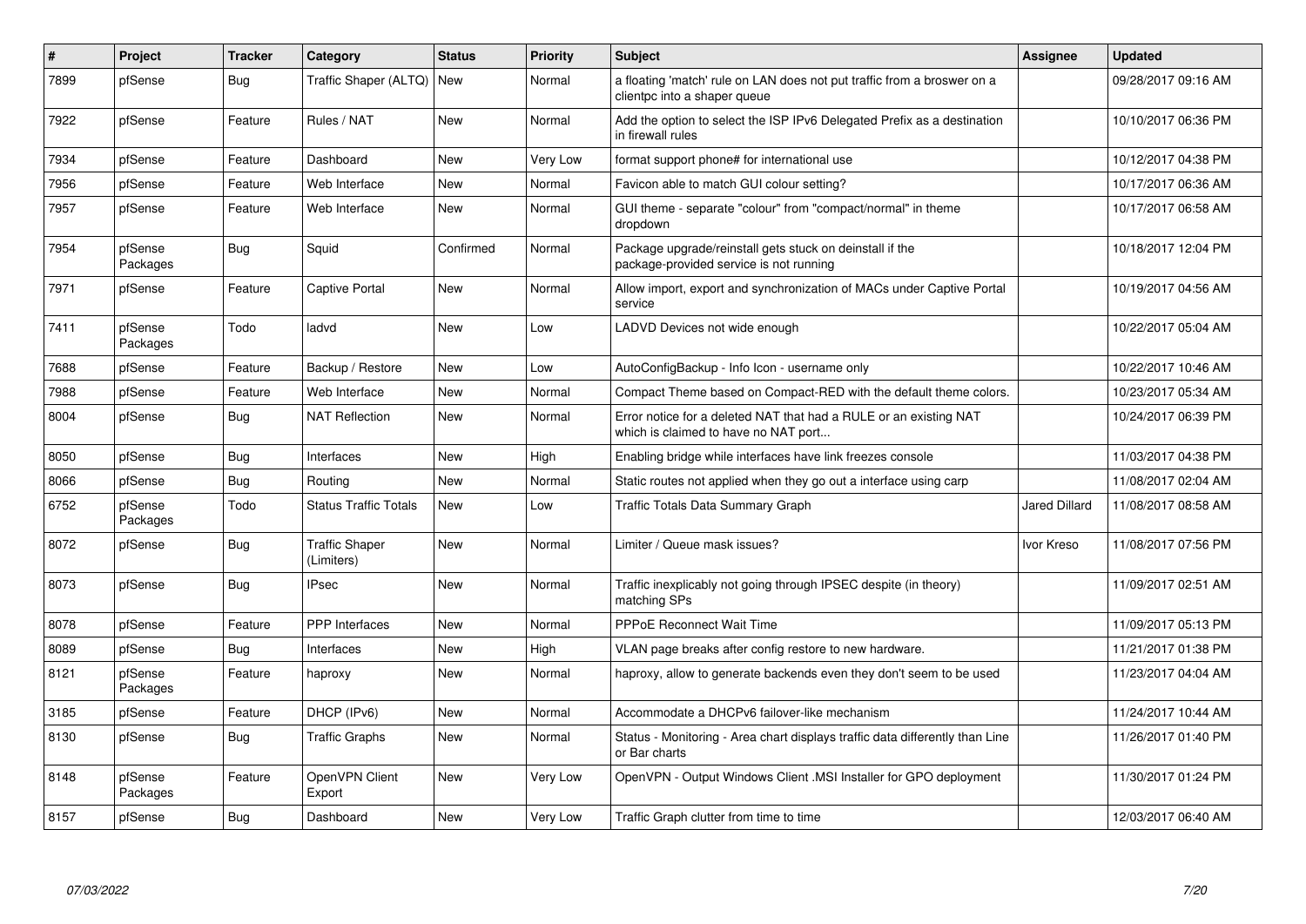| # | Project | Tracker | Category | Status | Priority | Subject | Assignee | Updated |
|---|---|---|---|---|---|---|---|---|
| 7899 | pfSense | Bug | Traffic Shaper (ALTQ) | New | Normal | a floating 'match' rule on LAN does not put traffic from a broswer on a clientpc into a shaper queue | | 09/28/2017 09:16 AM |
| 7922 | pfSense | Feature | Rules / NAT | New | Normal | Add the option to select the ISP IPv6 Delegated Prefix as a destination in firewall rules | | 10/10/2017 06:36 PM |
| 7934 | pfSense | Feature | Dashboard | New | Very Low | format support phone# for international use | | 10/12/2017 04:38 PM |
| 7956 | pfSense | Feature | Web Interface | New | Normal | Favicon able to match GUI colour setting? | | 10/17/2017 06:36 AM |
| 7957 | pfSense | Feature | Web Interface | New | Normal | GUI theme - separate "colour" from "compact/normal" in theme dropdown | | 10/17/2017 06:58 AM |
| 7954 | pfSense Packages | Bug | Squid | Confirmed | Normal | Package upgrade/reinstall gets stuck on deinstall if the package-provided service is not running | | 10/18/2017 12:04 PM |
| 7971 | pfSense | Feature | Captive Portal | New | Normal | Allow import, export and synchronization of MACs under Captive Portal service | | 10/19/2017 04:56 AM |
| 7411 | pfSense Packages | Todo | ladvd | New | Low | LADVD Devices not wide enough | | 10/22/2017 05:04 AM |
| 7688 | pfSense | Feature | Backup / Restore | New | Low | AutoConfigBackup - Info Icon - username only | | 10/22/2017 10:46 AM |
| 7988 | pfSense | Feature | Web Interface | New | Normal | Compact Theme based on Compact-RED with the default theme colors. | | 10/23/2017 05:34 AM |
| 8004 | pfSense | Bug | NAT Reflection | New | Normal | Error notice for a deleted NAT that had a RULE or an existing NAT which is claimed to have no NAT port... | | 10/24/2017 06:39 PM |
| 8050 | pfSense | Bug | Interfaces | New | High | Enabling bridge while interfaces have link freezes console | | 11/03/2017 04:38 PM |
| 8066 | pfSense | Bug | Routing | New | Normal | Static routes not applied when they go out a interface using carp | | 11/08/2017 02:04 AM |
| 6752 | pfSense Packages | Todo | Status Traffic Totals | New | Low | Traffic Totals Data Summary Graph | Jared Dillard | 11/08/2017 08:58 AM |
| 8072 | pfSense | Bug | Traffic Shaper (Limiters) | New | Normal | Limiter / Queue mask issues? | Ivor Kreso | 11/08/2017 07:56 PM |
| 8073 | pfSense | Bug | IPsec | New | Normal | Traffic inexplicably not going through IPSEC despite (in theory) matching SPs | | 11/09/2017 02:51 AM |
| 8078 | pfSense | Feature | PPP Interfaces | New | Normal | PPPoE Reconnect Wait Time | | 11/09/2017 05:13 PM |
| 8089 | pfSense | Bug | Interfaces | New | High | VLAN page breaks after config restore to new hardware. | | 11/21/2017 01:38 PM |
| 8121 | pfSense Packages | Feature | haproxy | New | Normal | haproxy, allow to generate backends even they don't seem to be used | | 11/23/2017 04:04 AM |
| 3185 | pfSense | Feature | DHCP (IPv6) | New | Normal | Accommodate a DHCPv6 failover-like mechanism | | 11/24/2017 10:44 AM |
| 8130 | pfSense | Bug | Traffic Graphs | New | Normal | Status - Monitoring - Area chart displays traffic data differently than Line or Bar charts | | 11/26/2017 01:40 PM |
| 8148 | pfSense Packages | Feature | OpenVPN Client Export | New | Very Low | OpenVPN - Output Windows Client .MSI Installer for GPO deployment | | 11/30/2017 01:24 PM |
| 8157 | pfSense | Bug | Dashboard | New | Very Low | Traffic Graph clutter from time to time | | 12/03/2017 06:40 AM |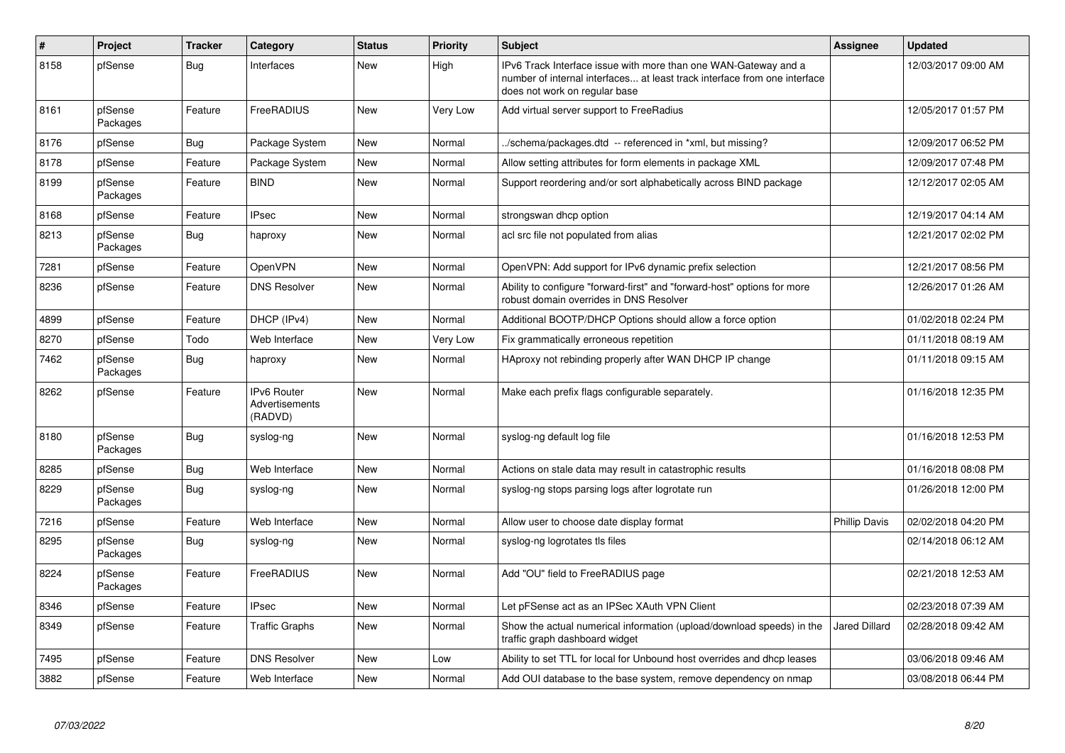| # | Project | Tracker | Category | Status | Priority | Subject | Assignee | Updated |
|---|---|---|---|---|---|---|---|---|
| 8158 | pfSense | Bug | Interfaces | New | High | IPv6 Track Interface issue with more than one WAN-Gateway and a number of internal interfaces... at least track interface from one interface does not work on regular base | | 12/03/2017 09:00 AM |
| 8161 | pfSense Packages | Feature | FreeRADIUS | New | Very Low | Add virtual server support to FreeRadius | | 12/05/2017 01:57 PM |
| 8176 | pfSense | Bug | Package System | New | Normal | ../schema/packages.dtd -- referenced in *xml, but missing? | | 12/09/2017 06:52 PM |
| 8178 | pfSense | Feature | Package System | New | Normal | Allow setting attributes for form elements in package XML | | 12/09/2017 07:48 PM |
| 8199 | pfSense Packages | Feature | BIND | New | Normal | Support reordering and/or sort alphabetically across BIND package | | 12/12/2017 02:05 AM |
| 8168 | pfSense | Feature | IPsec | New | Normal | strongswan dhcp option | | 12/19/2017 04:14 AM |
| 8213 | pfSense Packages | Bug | haproxy | New | Normal | acl src file not populated from alias | | 12/21/2017 02:02 PM |
| 7281 | pfSense | Feature | OpenVPN | New | Normal | OpenVPN: Add support for IPv6 dynamic prefix selection | | 12/21/2017 08:56 PM |
| 8236 | pfSense | Feature | DNS Resolver | New | Normal | Ability to configure "forward-first" and "forward-host" options for more robust domain overrides in DNS Resolver | | 12/26/2017 01:26 AM |
| 4899 | pfSense | Feature | DHCP (IPv4) | New | Normal | Additional BOOTP/DHCP Options should allow a force option | | 01/02/2018 02:24 PM |
| 8270 | pfSense | Todo | Web Interface | New | Very Low | Fix grammatically erroneous repetition | | 01/11/2018 08:19 AM |
| 7462 | pfSense Packages | Bug | haproxy | New | Normal | HAproxy not rebinding properly after WAN DHCP IP change | | 01/11/2018 09:15 AM |
| 8262 | pfSense | Feature | IPv6 Router Advertisements (RADVD) | New | Normal | Make each prefix flags configurable separately. | | 01/16/2018 12:35 PM |
| 8180 | pfSense Packages | Bug | syslog-ng | New | Normal | syslog-ng default log file | | 01/16/2018 12:53 PM |
| 8285 | pfSense | Bug | Web Interface | New | Normal | Actions on stale data may result in catastrophic results | | 01/16/2018 08:08 PM |
| 8229 | pfSense Packages | Bug | syslog-ng | New | Normal | syslog-ng stops parsing logs after logrotate run | | 01/26/2018 12:00 PM |
| 7216 | pfSense | Feature | Web Interface | New | Normal | Allow user to choose date display format | Phillip Davis | 02/02/2018 04:20 PM |
| 8295 | pfSense Packages | Bug | syslog-ng | New | Normal | syslog-ng logrotates tls files | | 02/14/2018 06:12 AM |
| 8224 | pfSense Packages | Feature | FreeRADIUS | New | Normal | Add "OU" field to FreeRADIUS page | | 02/21/2018 12:53 AM |
| 8346 | pfSense | Feature | IPsec | New | Normal | Let pFSense act as an IPSec XAuth VPN Client | | 02/23/2018 07:39 AM |
| 8349 | pfSense | Feature | Traffic Graphs | New | Normal | Show the actual numerical information (upload/download speeds) in the traffic graph dashboard widget | Jared Dillard | 02/28/2018 09:42 AM |
| 7495 | pfSense | Feature | DNS Resolver | New | Low | Ability to set TTL for local for Unbound host overrides and dhcp leases | | 03/06/2018 09:46 AM |
| 3882 | pfSense | Feature | Web Interface | New | Normal | Add OUI database to the base system, remove dependency on nmap | | 03/08/2018 06:44 PM |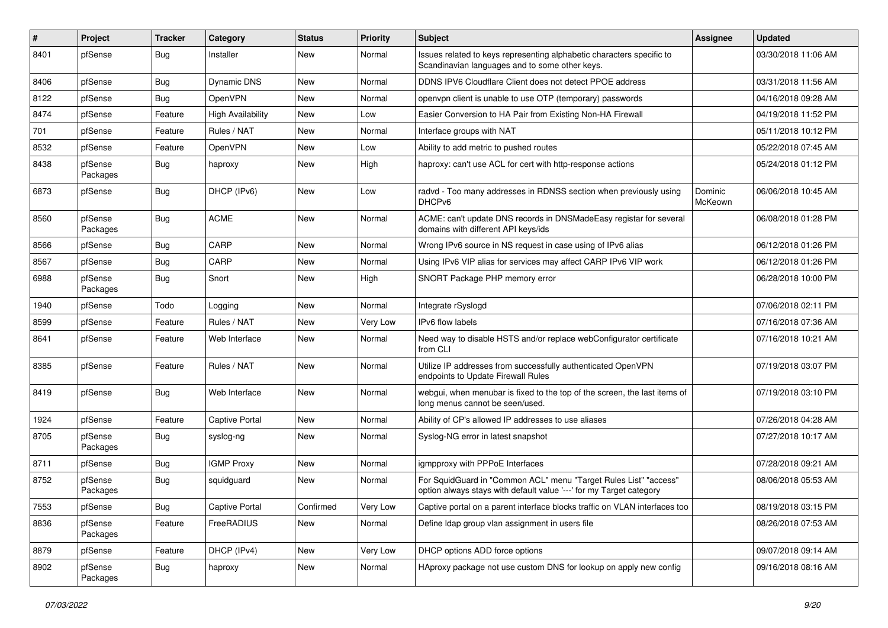| # | Project | Tracker | Category | Status | Priority | Subject | Assignee | Updated |
|---|---|---|---|---|---|---|---|---|
| 8401 | pfSense | Bug | Installer | New | Normal | Issues related to keys representing alphabetic characters specific to Scandinavian languages and to some other keys. | | 03/30/2018 11:06 AM |
| 8406 | pfSense | Bug | Dynamic DNS | New | Normal | DDNS IPV6 Cloudflare Client does not detect PPOE address | | 03/31/2018 11:56 AM |
| 8122 | pfSense | Bug | OpenVPN | New | Normal | openvpn client is unable to use OTP (temporary) passwords | | 04/16/2018 09:28 AM |
| 8474 | pfSense | Feature | High Availability | New | Low | Easier Conversion to HA Pair from Existing Non-HA Firewall | | 04/19/2018 11:52 PM |
| 701 | pfSense | Feature | Rules / NAT | New | Normal | Interface groups with NAT | | 05/11/2018 10:12 PM |
| 8532 | pfSense | Feature | OpenVPN | New | Low | Ability to add metric to pushed routes | | 05/22/2018 07:45 AM |
| 8438 | pfSense Packages | Bug | haproxy | New | High | haproxy: can't use ACL for cert with http-response actions | | 05/24/2018 01:12 PM |
| 6873 | pfSense | Bug | DHCP (IPv6) | New | Low | radvd - Too many addresses in RDNSS section when previously using DHCPv6 | Dominic McKeown | 06/06/2018 10:45 AM |
| 8560 | pfSense Packages | Bug | ACME | New | Normal | ACME: can't update DNS records in DNSMadeEasy registar for several domains with different API keys/ids | | 06/08/2018 01:28 PM |
| 8566 | pfSense | Bug | CARP | New | Normal | Wrong IPv6 source in NS request in case using of IPv6 alias | | 06/12/2018 01:26 PM |
| 8567 | pfSense | Bug | CARP | New | Normal | Using IPv6 VIP alias for services may affect CARP IPv6 VIP work | | 06/12/2018 01:26 PM |
| 6988 | pfSense Packages | Bug | Snort | New | High | SNORT Package PHP memory error | | 06/28/2018 10:00 PM |
| 1940 | pfSense | Todo | Logging | New | Normal | Integrate rSyslogd | | 07/06/2018 02:11 PM |
| 8599 | pfSense | Feature | Rules / NAT | New | Very Low | IPv6 flow labels | | 07/16/2018 07:36 AM |
| 8641 | pfSense | Feature | Web Interface | New | Normal | Need way to disable HSTS and/or replace webConfigurator certificate from CLI | | 07/16/2018 10:21 AM |
| 8385 | pfSense | Feature | Rules / NAT | New | Normal | Utilize IP addresses from successfully authenticated OpenVPN endpoints to Update Firewall Rules | | 07/19/2018 03:07 PM |
| 8419 | pfSense | Bug | Web Interface | New | Normal | webgui, when menubar is fixed to the top of the screen, the last items of long menus cannot be seen/used. | | 07/19/2018 03:10 PM |
| 1924 | pfSense | Feature | Captive Portal | New | Normal | Ability of CP's allowed IP addresses to use aliases | | 07/26/2018 04:28 AM |
| 8705 | pfSense Packages | Bug | syslog-ng | New | Normal | Syslog-NG error in latest snapshot | | 07/27/2018 10:17 AM |
| 8711 | pfSense | Bug | IGMP Proxy | New | Normal | igmpproxy with PPPoE Interfaces | | 07/28/2018 09:21 AM |
| 8752 | pfSense Packages | Bug | squidguard | New | Normal | For SquidGuard in "Common ACL" menu "Target Rules List" "access" option always stays with default value '---' for my Target category | | 08/06/2018 05:53 AM |
| 7553 | pfSense | Bug | Captive Portal | Confirmed | Very Low | Captive portal on a parent interface blocks traffic on VLAN interfaces too | | 08/19/2018 03:15 PM |
| 8836 | pfSense Packages | Feature | FreeRADIUS | New | Normal | Define ldap group vlan assignment in users file | | 08/26/2018 07:53 AM |
| 8879 | pfSense | Feature | DHCP (IPv4) | New | Very Low | DHCP options ADD force options | | 09/07/2018 09:14 AM |
| 8902 | pfSense Packages | Bug | haproxy | New | Normal | HAproxy package not use custom DNS for lookup on apply new config | | 09/16/2018 08:16 AM |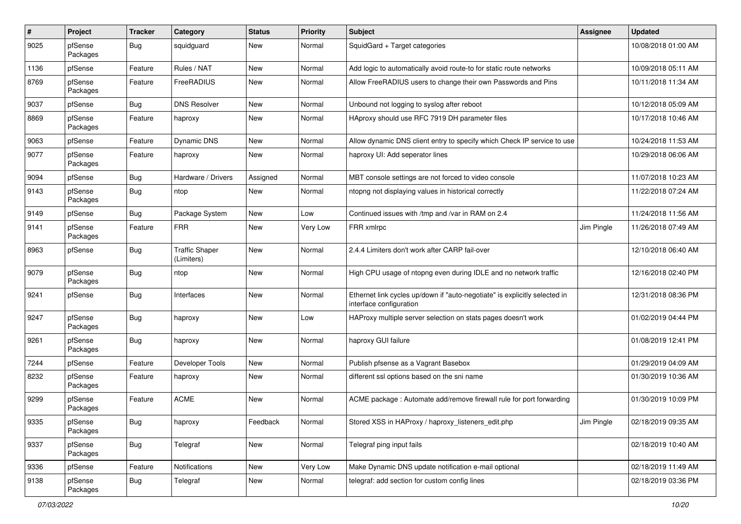| # | Project | Tracker | Category | Status | Priority | Subject | Assignee | Updated |
|---|---|---|---|---|---|---|---|---|
| 9025 | pfSense Packages | Bug | squidguard | New | Normal | SquidGard + Target categories | | 10/08/2018 01:00 AM |
| 1136 | pfSense | Feature | Rules / NAT | New | Normal | Add logic to automatically avoid route-to for static route networks | | 10/09/2018 05:11 AM |
| 8769 | pfSense Packages | Feature | FreeRADIUS | New | Normal | Allow FreeRADIUS users to change their own Passwords and Pins | | 10/11/2018 11:34 AM |
| 9037 | pfSense | Bug | DNS Resolver | New | Normal | Unbound not logging to syslog after reboot | | 10/12/2018 05:09 AM |
| 8869 | pfSense Packages | Feature | haproxy | New | Normal | HAproxy should use RFC 7919 DH parameter files | | 10/17/2018 10:46 AM |
| 9063 | pfSense | Feature | Dynamic DNS | New | Normal | Allow dynamic DNS client entry to specify which Check IP service to use | | 10/24/2018 11:53 AM |
| 9077 | pfSense Packages | Feature | haproxy | New | Normal | haproxy UI: Add seperator lines | | 10/29/2018 06:06 AM |
| 9094 | pfSense | Bug | Hardware / Drivers | Assigned | Normal | MBT console settings are not forced to video console | | 11/07/2018 10:23 AM |
| 9143 | pfSense Packages | Bug | ntop | New | Normal | ntopng not displaying values in historical correctly | | 11/22/2018 07:24 AM |
| 9149 | pfSense | Bug | Package System | New | Low | Continued issues with /tmp and /var in RAM on 2.4 | | 11/24/2018 11:56 AM |
| 9141 | pfSense Packages | Feature | FRR | New | Very Low | FRR xmlrpc | Jim Pingle | 11/26/2018 07:49 AM |
| 8963 | pfSense | Bug | Traffic Shaper (Limiters) | New | Normal | 2.4.4 Limiters don't work after CARP fail-over | | 12/10/2018 06:40 AM |
| 9079 | pfSense Packages | Bug | ntop | New | Normal | High CPU usage of ntopng even during IDLE and no network traffic | | 12/16/2018 02:40 PM |
| 9241 | pfSense | Bug | Interfaces | New | Normal | Ethernet link cycles up/down if "auto-negotiate" is explicitly selected in interface configuration | | 12/31/2018 08:36 PM |
| 9247 | pfSense Packages | Bug | haproxy | New | Low | HAProxy multiple server selection on stats pages doesn't work | | 01/02/2019 04:44 PM |
| 9261 | pfSense Packages | Bug | haproxy | New | Normal | haproxy GUI failure | | 01/08/2019 12:41 PM |
| 7244 | pfSense | Feature | Developer Tools | New | Normal | Publish pfsense as a Vagrant Basebox | | 01/29/2019 04:09 AM |
| 8232 | pfSense Packages | Feature | haproxy | New | Normal | different ssl options based on the sni name | | 01/30/2019 10:36 AM |
| 9299 | pfSense Packages | Feature | ACME | New | Normal | ACME package : Automate add/remove firewall rule for port forwarding | | 01/30/2019 10:09 PM |
| 9335 | pfSense Packages | Bug | haproxy | Feedback | Normal | Stored XSS in HAProxy / haproxy_listeners_edit.php | Jim Pingle | 02/18/2019 09:35 AM |
| 9337 | pfSense Packages | Bug | Telegraf | New | Normal | Telegraf ping input fails | | 02/18/2019 10:40 AM |
| 9336 | pfSense | Feature | Notifications | New | Very Low | Make Dynamic DNS update notification e-mail optional | | 02/18/2019 11:49 AM |
| 9138 | pfSense Packages | Bug | Telegraf | New | Normal | telegraf: add section for custom config lines | | 02/18/2019 03:36 PM |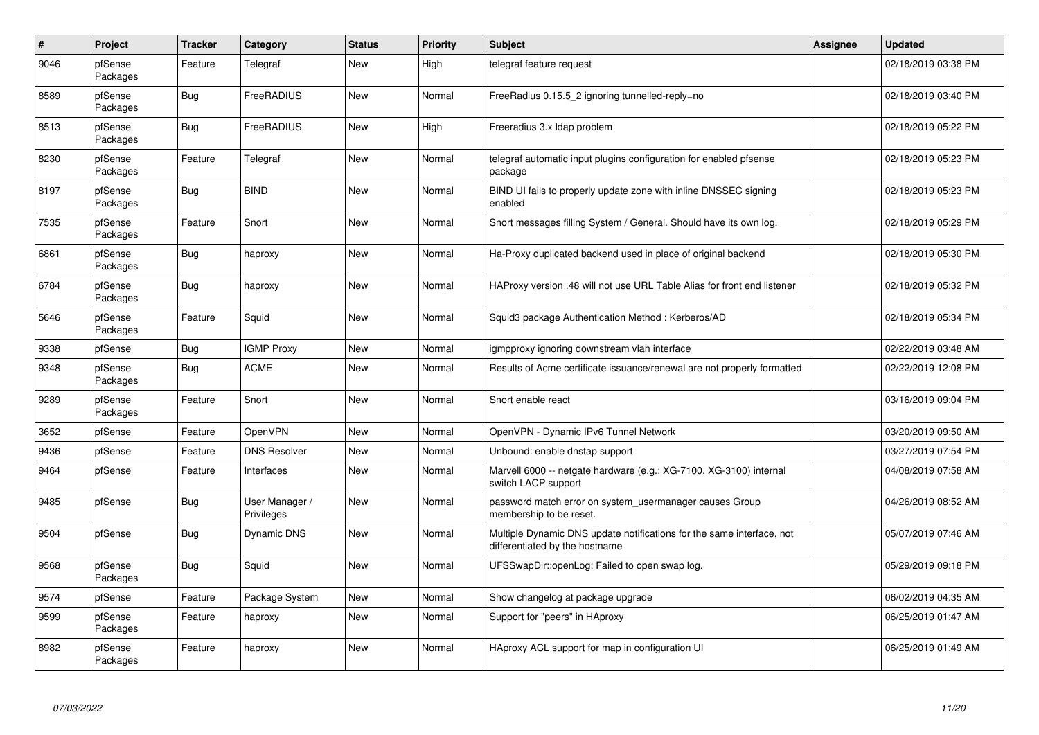| # | Project | Tracker | Category | Status | Priority | Subject | Assignee | Updated |
|---|---|---|---|---|---|---|---|---|
| 9046 | pfSense Packages | Feature | Telegraf | New | High | telegraf feature request | | 02/18/2019 03:38 PM |
| 8589 | pfSense Packages | Bug | FreeRADIUS | New | Normal | FreeRadius 0.15.5_2 ignoring tunnelled-reply=no | | 02/18/2019 03:40 PM |
| 8513 | pfSense Packages | Bug | FreeRADIUS | New | High | Freeradius 3.x ldap problem | | 02/18/2019 05:22 PM |
| 8230 | pfSense Packages | Feature | Telegraf | New | Normal | telegraf automatic input plugins configuration for enabled pfsense package | | 02/18/2019 05:23 PM |
| 8197 | pfSense Packages | Bug | BIND | New | Normal | BIND UI fails to properly update zone with inline DNSSEC signing enabled | | 02/18/2019 05:23 PM |
| 7535 | pfSense Packages | Feature | Snort | New | Normal | Snort messages filling System / General. Should have its own log. | | 02/18/2019 05:29 PM |
| 6861 | pfSense Packages | Bug | haproxy | New | Normal | Ha-Proxy duplicated backend used in place of original backend | | 02/18/2019 05:30 PM |
| 6784 | pfSense Packages | Bug | haproxy | New | Normal | HAProxy version .48 will not use URL Table Alias for front end listener | | 02/18/2019 05:32 PM |
| 5646 | pfSense Packages | Feature | Squid | New | Normal | Squid3 package Authentication Method : Kerberos/AD | | 02/18/2019 05:34 PM |
| 9338 | pfSense | Bug | IGMP Proxy | New | Normal | igmpproxy ignoring downstream vlan interface | | 02/22/2019 03:48 AM |
| 9348 | pfSense Packages | Bug | ACME | New | Normal | Results of Acme certificate issuance/renewal are not properly formatted | | 02/22/2019 12:08 PM |
| 9289 | pfSense Packages | Feature | Snort | New | Normal | Snort enable react | | 03/16/2019 09:04 PM |
| 3652 | pfSense | Feature | OpenVPN | New | Normal | OpenVPN - Dynamic IPv6 Tunnel Network | | 03/20/2019 09:50 AM |
| 9436 | pfSense | Feature | DNS Resolver | New | Normal | Unbound: enable dnstap support | | 03/27/2019 07:54 PM |
| 9464 | pfSense | Feature | Interfaces | New | Normal | Marvell 6000 -- netgate hardware (e.g.: XG-7100, XG-3100) internal switch LACP support | | 04/08/2019 07:58 AM |
| 9485 | pfSense | Bug | User Manager / Privileges | New | Normal | password match error on system_usermanager causes Group membership to be reset. | | 04/26/2019 08:52 AM |
| 9504 | pfSense | Bug | Dynamic DNS | New | Normal | Multiple Dynamic DNS update notifications for the same interface, not differentiated by the hostname | | 05/07/2019 07:46 AM |
| 9568 | pfSense Packages | Bug | Squid | New | Normal | UFSSwapDir::openLog: Failed to open swap log. | | 05/29/2019 09:18 PM |
| 9574 | pfSense | Feature | Package System | New | Normal | Show changelog at package upgrade | | 06/02/2019 04:35 AM |
| 9599 | pfSense Packages | Feature | haproxy | New | Normal | Support for "peers" in HAproxy | | 06/25/2019 01:47 AM |
| 8982 | pfSense Packages | Feature | haproxy | New | Normal | HAproxy ACL support for map in configuration UI | | 06/25/2019 01:49 AM |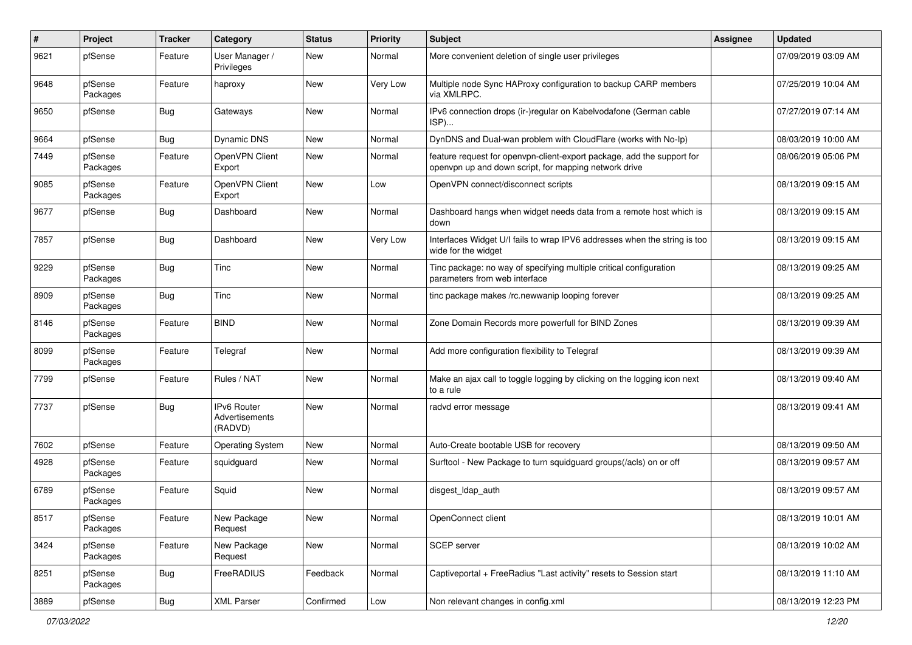| # | Project | Tracker | Category | Status | Priority | Subject | Assignee | Updated |
|---|---|---|---|---|---|---|---|---|
| 9621 | pfSense | Feature | User Manager / Privileges | New | Normal | More convenient deletion of single user privileges | | 07/09/2019 03:09 AM |
| 9648 | pfSense Packages | Feature | haproxy | New | Very Low | Multiple node Sync HAProxy configuration to backup CARP members via XMLRPC. | | 07/25/2019 10:04 AM |
| 9650 | pfSense | Bug | Gateways | New | Normal | IPv6 connection drops (ir-)regular on Kabelvodafone (German cable ISP)... | | 07/27/2019 07:14 AM |
| 9664 | pfSense | Bug | Dynamic DNS | New | Normal | DynDNS and Dual-wan problem with CloudFlare (works with No-Ip) | | 08/03/2019 10:00 AM |
| 7449 | pfSense Packages | Feature | OpenVPN Client Export | New | Normal | feature request for openvpn-client-export package, add the support for openvpn up and down script, for mapping network drive | | 08/06/2019 05:06 PM |
| 9085 | pfSense Packages | Feature | OpenVPN Client Export | New | Low | OpenVPN connect/disconnect scripts | | 08/13/2019 09:15 AM |
| 9677 | pfSense | Bug | Dashboard | New | Normal | Dashboard hangs when widget needs data from a remote host which is down | | 08/13/2019 09:15 AM |
| 7857 | pfSense | Bug | Dashboard | New | Very Low | Interfaces Widget U/I fails to wrap IPV6 addresses when the string is too wide for the widget | | 08/13/2019 09:15 AM |
| 9229 | pfSense Packages | Bug | Tinc | New | Normal | Tinc package: no way of specifying multiple critical configuration parameters from web interface | | 08/13/2019 09:25 AM |
| 8909 | pfSense Packages | Bug | Tinc | New | Normal | tinc package makes /rc.newwanip looping forever | | 08/13/2019 09:25 AM |
| 8146 | pfSense Packages | Feature | BIND | New | Normal | Zone Domain Records more powerfull for BIND Zones | | 08/13/2019 09:39 AM |
| 8099 | pfSense Packages | Feature | Telegraf | New | Normal | Add more configuration flexibility to Telegraf | | 08/13/2019 09:39 AM |
| 7799 | pfSense | Feature | Rules / NAT | New | Normal | Make an ajax call to toggle logging by clicking on the logging icon next to a rule | | 08/13/2019 09:40 AM |
| 7737 | pfSense | Bug | IPv6 Router Advertisements (RADVD) | New | Normal | radvd error message | | 08/13/2019 09:41 AM |
| 7602 | pfSense | Feature | Operating System | New | Normal | Auto-Create bootable USB for recovery | | 08/13/2019 09:50 AM |
| 4928 | pfSense Packages | Feature | squidguard | New | Normal | Surftool - New Package to turn squidguard groups(/acls) on or off | | 08/13/2019 09:57 AM |
| 6789 | pfSense Packages | Feature | Squid | New | Normal | disgest_ldap_auth | | 08/13/2019 09:57 AM |
| 8517 | pfSense Packages | Feature | New Package Request | New | Normal | OpenConnect client | | 08/13/2019 10:01 AM |
| 3424 | pfSense Packages | Feature | New Package Request | New | Normal | SCEP server | | 08/13/2019 10:02 AM |
| 8251 | pfSense Packages | Bug | FreeRADIUS | Feedback | Normal | Captiveportal + FreeRadius "Last activity" resets to Session start | | 08/13/2019 11:10 AM |
| 3889 | pfSense | Bug | XML Parser | Confirmed | Low | Non relevant changes in config.xml | | 08/13/2019 12:23 PM |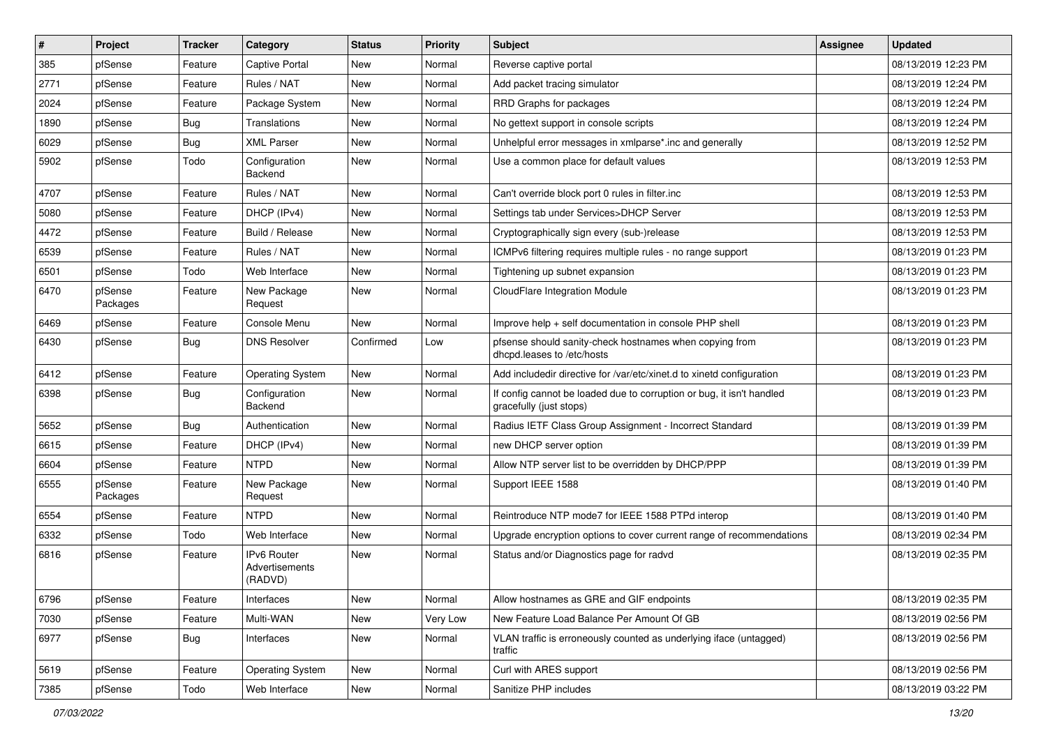| # | Project | Tracker | Category | Status | Priority | Subject | Assignee | Updated |
|---|---|---|---|---|---|---|---|---|
| 385 | pfSense | Feature | Captive Portal | New | Normal | Reverse captive portal | | 08/13/2019 12:23 PM |
| 2771 | pfSense | Feature | Rules / NAT | New | Normal | Add packet tracing simulator | | 08/13/2019 12:24 PM |
| 2024 | pfSense | Feature | Package System | New | Normal | RRD Graphs for packages | | 08/13/2019 12:24 PM |
| 1890 | pfSense | Bug | Translations | New | Normal | No gettext support in console scripts | | 08/13/2019 12:24 PM |
| 6029 | pfSense | Bug | XML Parser | New | Normal | Unhelpful error messages in xmlparse*.inc and generally | | 08/13/2019 12:52 PM |
| 5902 | pfSense | Todo | Configuration Backend | New | Normal | Use a common place for default values | | 08/13/2019 12:53 PM |
| 4707 | pfSense | Feature | Rules / NAT | New | Normal | Can't override block port 0 rules in filter.inc | | 08/13/2019 12:53 PM |
| 5080 | pfSense | Feature | DHCP (IPv4) | New | Normal | Settings tab under Services>DHCP Server | | 08/13/2019 12:53 PM |
| 4472 | pfSense | Feature | Build / Release | New | Normal | Cryptographically sign every (sub-)release | | 08/13/2019 12:53 PM |
| 6539 | pfSense | Feature | Rules / NAT | New | Normal | ICMPv6 filtering requires multiple rules - no range support | | 08/13/2019 01:23 PM |
| 6501 | pfSense | Todo | Web Interface | New | Normal | Tightening up subnet expansion | | 08/13/2019 01:23 PM |
| 6470 | pfSense Packages | Feature | New Package Request | New | Normal | CloudFlare Integration Module | | 08/13/2019 01:23 PM |
| 6469 | pfSense | Feature | Console Menu | New | Normal | Improve help + self documentation in console PHP shell | | 08/13/2019 01:23 PM |
| 6430 | pfSense | Bug | DNS Resolver | Confirmed | Low | pfsense should sanity-check hostnames when copying from dhcpd.leases to /etc/hosts | | 08/13/2019 01:23 PM |
| 6412 | pfSense | Feature | Operating System | New | Normal | Add includedir directive for /var/etc/xinet.d to xinetd configuration | | 08/13/2019 01:23 PM |
| 6398 | pfSense | Bug | Configuration Backend | New | Normal | If config cannot be loaded due to corruption or bug, it isn't handled gracefully (just stops) | | 08/13/2019 01:23 PM |
| 5652 | pfSense | Bug | Authentication | New | Normal | Radius IETF Class Group Assignment - Incorrect Standard | | 08/13/2019 01:39 PM |
| 6615 | pfSense | Feature | DHCP (IPv4) | New | Normal | new DHCP server option | | 08/13/2019 01:39 PM |
| 6604 | pfSense | Feature | NTPD | New | Normal | Allow NTP server list to be overridden by DHCP/PPP | | 08/13/2019 01:39 PM |
| 6555 | pfSense Packages | Feature | New Package Request | New | Normal | Support IEEE 1588 | | 08/13/2019 01:40 PM |
| 6554 | pfSense | Feature | NTPD | New | Normal | Reintroduce NTP mode7 for IEEE 1588 PTPd interop | | 08/13/2019 01:40 PM |
| 6332 | pfSense | Todo | Web Interface | New | Normal | Upgrade encryption options to cover current range of recommendations | | 08/13/2019 02:34 PM |
| 6816 | pfSense | Feature | IPv6 Router Advertisements (RADVD) | New | Normal | Status and/or Diagnostics page for radvd | | 08/13/2019 02:35 PM |
| 6796 | pfSense | Feature | Interfaces | New | Normal | Allow hostnames as GRE and GIF endpoints | | 08/13/2019 02:35 PM |
| 7030 | pfSense | Feature | Multi-WAN | New | Very Low | New Feature Load Balance Per Amount Of GB | | 08/13/2019 02:56 PM |
| 6977 | pfSense | Bug | Interfaces | New | Normal | VLAN traffic is erroneously counted as underlying iface (untagged) traffic | | 08/13/2019 02:56 PM |
| 5619 | pfSense | Feature | Operating System | New | Normal | Curl with ARES support | | 08/13/2019 02:56 PM |
| 7385 | pfSense | Todo | Web Interface | New | Normal | Sanitize PHP includes | | 08/13/2019 03:22 PM |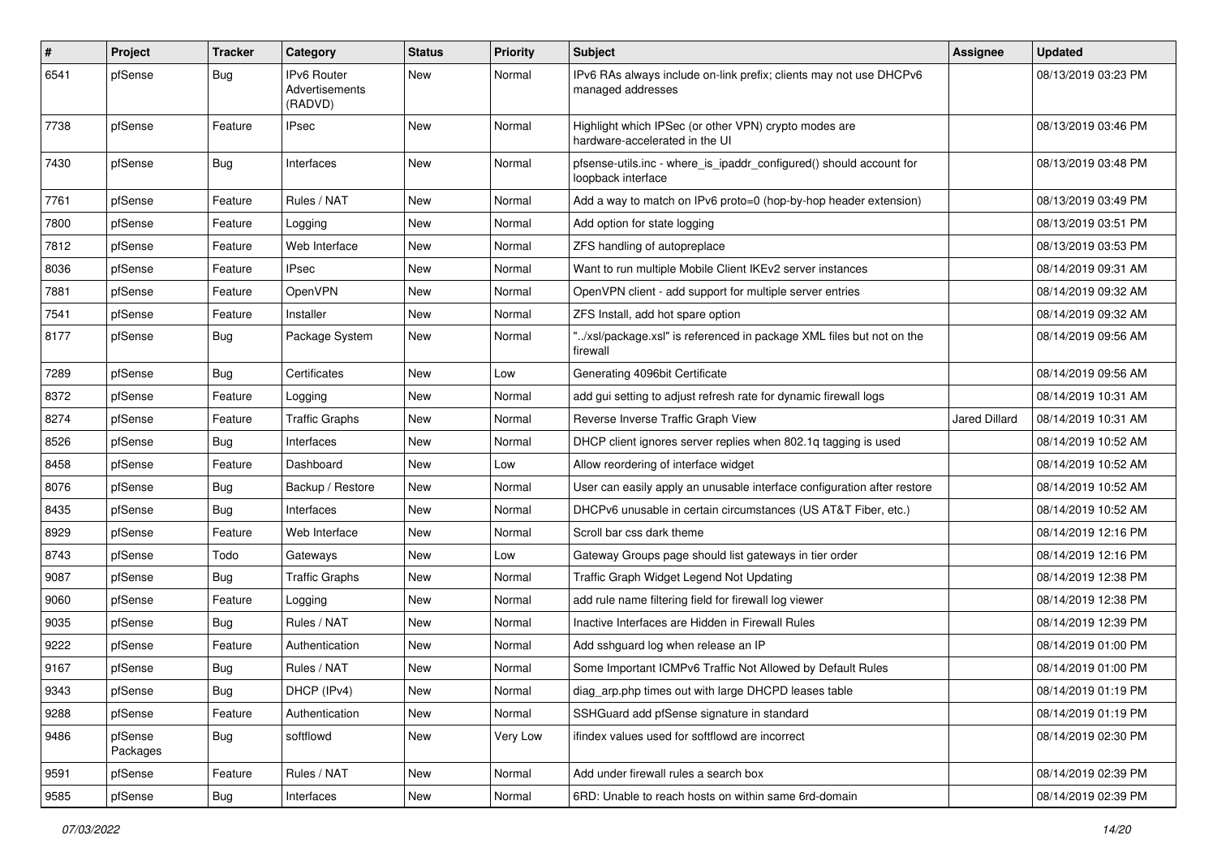| # | Project | Tracker | Category | Status | Priority | Subject | Assignee | Updated |
|---|---|---|---|---|---|---|---|---|
| 6541 | pfSense | Bug | IPv6 Router Advertisements (RADVD) | New | Normal | IPv6 RAs always include on-link prefix; clients may not use DHCPv6 managed addresses | | 08/13/2019 03:23 PM |
| 7738 | pfSense | Feature | IPsec | New | Normal | Highlight which IPSec (or other VPN) crypto modes are hardware-accelerated in the UI | | 08/13/2019 03:46 PM |
| 7430 | pfSense | Bug | Interfaces | New | Normal | pfsense-utils.inc - where_is_ipaddr_configured() should account for loopback interface | | 08/13/2019 03:48 PM |
| 7761 | pfSense | Feature | Rules / NAT | New | Normal | Add a way to match on IPv6 proto=0 (hop-by-hop header extension) | | 08/13/2019 03:49 PM |
| 7800 | pfSense | Feature | Logging | New | Normal | Add option for state logging | | 08/13/2019 03:51 PM |
| 7812 | pfSense | Feature | Web Interface | New | Normal | ZFS handling of autopreplace | | 08/13/2019 03:53 PM |
| 8036 | pfSense | Feature | IPsec | New | Normal | Want to run multiple Mobile Client IKEv2 server instances | | 08/14/2019 09:31 AM |
| 7881 | pfSense | Feature | OpenVPN | New | Normal | OpenVPN client - add support for multiple server entries | | 08/14/2019 09:32 AM |
| 7541 | pfSense | Feature | Installer | New | Normal | ZFS Install, add hot spare option | | 08/14/2019 09:32 AM |
| 8177 | pfSense | Bug | Package System | New | Normal | "../xsl/package.xsl" is referenced in package XML files but not on the firewall | | 08/14/2019 09:56 AM |
| 7289 | pfSense | Bug | Certificates | New | Low | Generating 4096bit Certificate | | 08/14/2019 09:56 AM |
| 8372 | pfSense | Feature | Logging | New | Normal | add gui setting to adjust refresh rate for dynamic firewall logs | | 08/14/2019 10:31 AM |
| 8274 | pfSense | Feature | Traffic Graphs | New | Normal | Reverse Inverse Traffic Graph View | Jared Dillard | 08/14/2019 10:31 AM |
| 8526 | pfSense | Bug | Interfaces | New | Normal | DHCP client ignores server replies when 802.1q tagging is used | | 08/14/2019 10:52 AM |
| 8458 | pfSense | Feature | Dashboard | New | Low | Allow reordering of interface widget | | 08/14/2019 10:52 AM |
| 8076 | pfSense | Bug | Backup / Restore | New | Normal | User can easily apply an unusable interface configuration after restore | | 08/14/2019 10:52 AM |
| 8435 | pfSense | Bug | Interfaces | New | Normal | DHCPv6 unusable in certain circumstances (US AT&T Fiber, etc.) | | 08/14/2019 10:52 AM |
| 8929 | pfSense | Feature | Web Interface | New | Normal | Scroll bar css dark theme | | 08/14/2019 12:16 PM |
| 8743 | pfSense | Todo | Gateways | New | Low | Gateway Groups page should list gateways in tier order | | 08/14/2019 12:16 PM |
| 9087 | pfSense | Bug | Traffic Graphs | New | Normal | Traffic Graph Widget Legend Not Updating | | 08/14/2019 12:38 PM |
| 9060 | pfSense | Feature | Logging | New | Normal | add rule name filtering field for firewall log viewer | | 08/14/2019 12:38 PM |
| 9035 | pfSense | Bug | Rules / NAT | New | Normal | Inactive Interfaces are Hidden in Firewall Rules | | 08/14/2019 12:39 PM |
| 9222 | pfSense | Feature | Authentication | New | Normal | Add sshguard log when release an IP | | 08/14/2019 01:00 PM |
| 9167 | pfSense | Bug | Rules / NAT | New | Normal | Some Important ICMPv6 Traffic Not Allowed by Default Rules | | 08/14/2019 01:00 PM |
| 9343 | pfSense | Bug | DHCP (IPv4) | New | Normal | diag_arp.php times out with large DHCPD leases table | | 08/14/2019 01:19 PM |
| 9288 | pfSense | Feature | Authentication | New | Normal | SSHGuard add pfSense signature in standard | | 08/14/2019 01:19 PM |
| 9486 | pfSense Packages | Bug | softflowd | New | Very Low | ifindex values used for softflowd are incorrect | | 08/14/2019 02:30 PM |
| 9591 | pfSense | Feature | Rules / NAT | New | Normal | Add under firewall rules a search box | | 08/14/2019 02:39 PM |
| 9585 | pfSense | Bug | Interfaces | New | Normal | 6RD: Unable to reach hosts on within same 6rd-domain | | 08/14/2019 02:39 PM |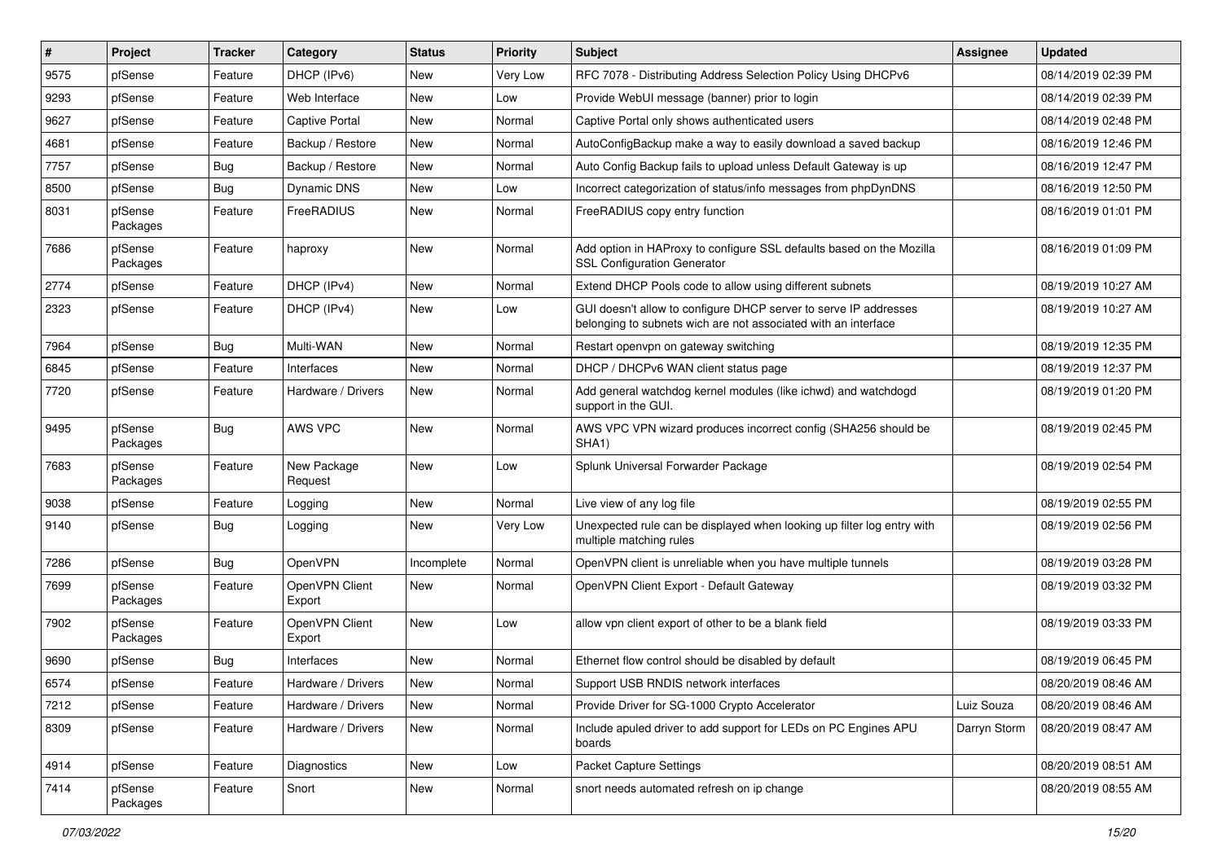| # | Project | Tracker | Category | Status | Priority | Subject | Assignee | Updated |
|---|---|---|---|---|---|---|---|---|
| 9575 | pfSense | Feature | DHCP (IPv6) | New | Very Low | RFC 7078 - Distributing Address Selection Policy Using DHCPv6 | | 08/14/2019 02:39 PM |
| 9293 | pfSense | Feature | Web Interface | New | Low | Provide WebUI message (banner) prior to login | | 08/14/2019 02:39 PM |
| 9627 | pfSense | Feature | Captive Portal | New | Normal | Captive Portal only shows authenticated users | | 08/14/2019 02:48 PM |
| 4681 | pfSense | Feature | Backup / Restore | New | Normal | AutoConfigBackup make a way to easily download a saved backup | | 08/16/2019 12:46 PM |
| 7757 | pfSense | Bug | Backup / Restore | New | Normal | Auto Config Backup fails to upload unless Default Gateway is up | | 08/16/2019 12:47 PM |
| 8500 | pfSense | Bug | Dynamic DNS | New | Low | Incorrect categorization of status/info messages from phpDynDNS | | 08/16/2019 12:50 PM |
| 8031 | pfSense Packages | Feature | FreeRADIUS | New | Normal | FreeRADIUS copy entry function | | 08/16/2019 01:01 PM |
| 7686 | pfSense Packages | Feature | haproxy | New | Normal | Add option in HAProxy to configure SSL defaults based on the Mozilla SSL Configuration Generator | | 08/16/2019 01:09 PM |
| 2774 | pfSense | Feature | DHCP (IPv4) | New | Normal | Extend DHCP Pools code to allow using different subnets | | 08/19/2019 10:27 AM |
| 2323 | pfSense | Feature | DHCP (IPv4) | New | Low | GUI doesn't allow to configure DHCP server to serve IP addresses belonging to subnets wich are not associated with an interface | | 08/19/2019 10:27 AM |
| 7964 | pfSense | Bug | Multi-WAN | New | Normal | Restart openvpn on gateway switching | | 08/19/2019 12:35 PM |
| 6845 | pfSense | Feature | Interfaces | New | Normal | DHCP / DHCPv6 WAN client status page | | 08/19/2019 12:37 PM |
| 7720 | pfSense | Feature | Hardware / Drivers | New | Normal | Add general watchdog kernel modules (like ichwd) and watchdogd support in the GUI. | | 08/19/2019 01:20 PM |
| 9495 | pfSense Packages | Bug | AWS VPC | New | Normal | AWS VPC VPN wizard produces incorrect config (SHA256 should be SHA1) | | 08/19/2019 02:45 PM |
| 7683 | pfSense Packages | Feature | New Package Request | New | Low | Splunk Universal Forwarder Package | | 08/19/2019 02:54 PM |
| 9038 | pfSense | Feature | Logging | New | Normal | Live view of any log file | | 08/19/2019 02:55 PM |
| 9140 | pfSense | Bug | Logging | New | Very Low | Unexpected rule can be displayed when looking up filter log entry with multiple matching rules | | 08/19/2019 02:56 PM |
| 7286 | pfSense | Bug | OpenVPN | Incomplete | Normal | OpenVPN client is unreliable when you have multiple tunnels | | 08/19/2019 03:28 PM |
| 7699 | pfSense Packages | Feature | OpenVPN Client Export | New | Normal | OpenVPN Client Export - Default Gateway | | 08/19/2019 03:32 PM |
| 7902 | pfSense Packages | Feature | OpenVPN Client Export | New | Low | allow vpn client export of other to be a blank field | | 08/19/2019 03:33 PM |
| 9690 | pfSense | Bug | Interfaces | New | Normal | Ethernet flow control should be disabled by default | | 08/19/2019 06:45 PM |
| 6574 | pfSense | Feature | Hardware / Drivers | New | Normal | Support USB RNDIS network interfaces | | 08/20/2019 08:46 AM |
| 7212 | pfSense | Feature | Hardware / Drivers | New | Normal | Provide Driver for SG-1000 Crypto Accelerator | Luiz Souza | 08/20/2019 08:46 AM |
| 8309 | pfSense | Feature | Hardware / Drivers | New | Normal | Include apuled driver to add support for LEDs on PC Engines APU boards | Darryn Storm | 08/20/2019 08:47 AM |
| 4914 | pfSense | Feature | Diagnostics | New | Low | Packet Capture Settings | | 08/20/2019 08:51 AM |
| 7414 | pfSense Packages | Feature | Snort | New | Normal | snort needs automated refresh on ip change | | 08/20/2019 08:55 AM |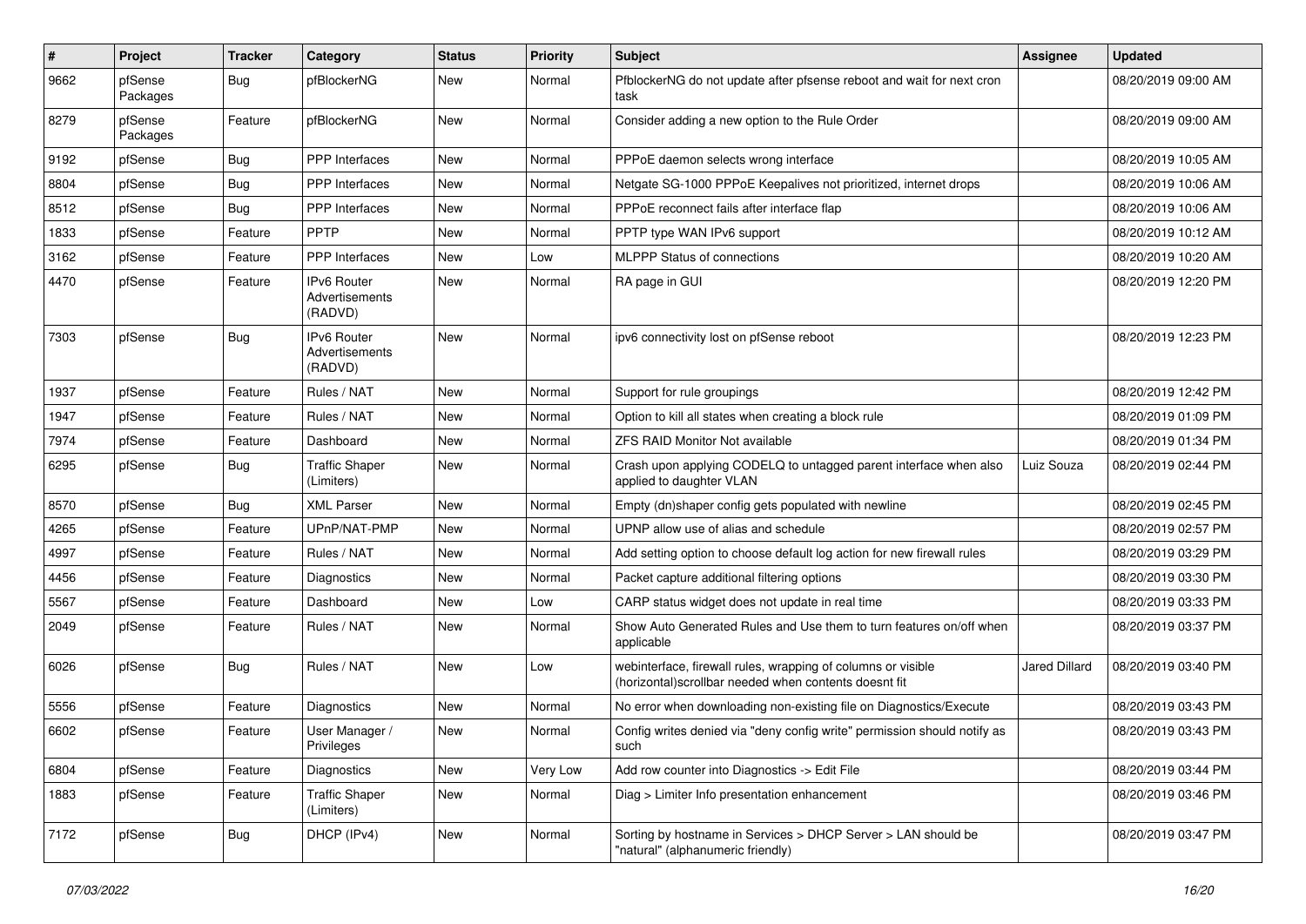| # | Project | Tracker | Category | Status | Priority | Subject | Assignee | Updated |
|---|---|---|---|---|---|---|---|---|
| 9662 | pfSense Packages | Bug | pfBlockerNG | New | Normal | PfblockerNG do not update after pfsense reboot and wait for next cron task | | 08/20/2019 09:00 AM |
| 8279 | pfSense Packages | Feature | pfBlockerNG | New | Normal | Consider adding a new option to the Rule Order | | 08/20/2019 09:00 AM |
| 9192 | pfSense | Bug | PPP Interfaces | New | Normal | PPPoE daemon selects wrong interface | | 08/20/2019 10:05 AM |
| 8804 | pfSense | Bug | PPP Interfaces | New | Normal | Netgate SG-1000 PPPoE Keepalives not prioritized, internet drops | | 08/20/2019 10:06 AM |
| 8512 | pfSense | Bug | PPP Interfaces | New | Normal | PPPoE reconnect fails after interface flap | | 08/20/2019 10:06 AM |
| 1833 | pfSense | Feature | PPTP | New | Normal | PPTP type WAN IPv6 support | | 08/20/2019 10:12 AM |
| 3162 | pfSense | Feature | PPP Interfaces | New | Low | MLPPP Status of connections | | 08/20/2019 10:20 AM |
| 4470 | pfSense | Feature | IPv6 Router Advertisements (RADVD) | New | Normal | RA page in GUI | | 08/20/2019 12:20 PM |
| 7303 | pfSense | Bug | IPv6 Router Advertisements (RADVD) | New | Normal | ipv6 connectivity lost on pfSense reboot | | 08/20/2019 12:23 PM |
| 1937 | pfSense | Feature | Rules / NAT | New | Normal | Support for rule groupings | | 08/20/2019 12:42 PM |
| 1947 | pfSense | Feature | Rules / NAT | New | Normal | Option to kill all states when creating a block rule | | 08/20/2019 01:09 PM |
| 7974 | pfSense | Feature | Dashboard | New | Normal | ZFS RAID Monitor Not available | | 08/20/2019 01:34 PM |
| 6295 | pfSense | Bug | Traffic Shaper (Limiters) | New | Normal | Crash upon applying CODELQ to untagged parent interface when also applied to daughter VLAN | Luiz Souza | 08/20/2019 02:44 PM |
| 8570 | pfSense | Bug | XML Parser | New | Normal | Empty (dn)shaper config gets populated with newline | | 08/20/2019 02:45 PM |
| 4265 | pfSense | Feature | UPnP/NAT-PMP | New | Normal | UPNP allow use of alias and schedule | | 08/20/2019 02:57 PM |
| 4997 | pfSense | Feature | Rules / NAT | New | Normal | Add setting option to choose default log action for new firewall rules | | 08/20/2019 03:29 PM |
| 4456 | pfSense | Feature | Diagnostics | New | Normal | Packet capture additional filtering options | | 08/20/2019 03:30 PM |
| 5567 | pfSense | Feature | Dashboard | New | Low | CARP status widget does not update in real time | | 08/20/2019 03:33 PM |
| 2049 | pfSense | Feature | Rules / NAT | New | Normal | Show Auto Generated Rules and Use them to turn features on/off when applicable | | 08/20/2019 03:37 PM |
| 6026 | pfSense | Bug | Rules / NAT | New | Low | webinterface, firewall rules, wrapping of columns or visible (horizontal)scrollbar needed when contents doesnt fit | Jared Dillard | 08/20/2019 03:40 PM |
| 5556 | pfSense | Feature | Diagnostics | New | Normal | No error when downloading non-existing file on Diagnostics/Execute | | 08/20/2019 03:43 PM |
| 6602 | pfSense | Feature | User Manager / Privileges | New | Normal | Config writes denied via "deny config write" permission should notify as such | | 08/20/2019 03:43 PM |
| 6804 | pfSense | Feature | Diagnostics | New | Very Low | Add row counter into Diagnostics -> Edit File | | 08/20/2019 03:44 PM |
| 1883 | pfSense | Feature | Traffic Shaper (Limiters) | New | Normal | Diag > Limiter Info presentation enhancement | | 08/20/2019 03:46 PM |
| 7172 | pfSense | Bug | DHCP (IPv4) | New | Normal | Sorting by hostname in Services > DHCP Server > LAN should be "natural" (alphanumeric friendly) | | 08/20/2019 03:47 PM |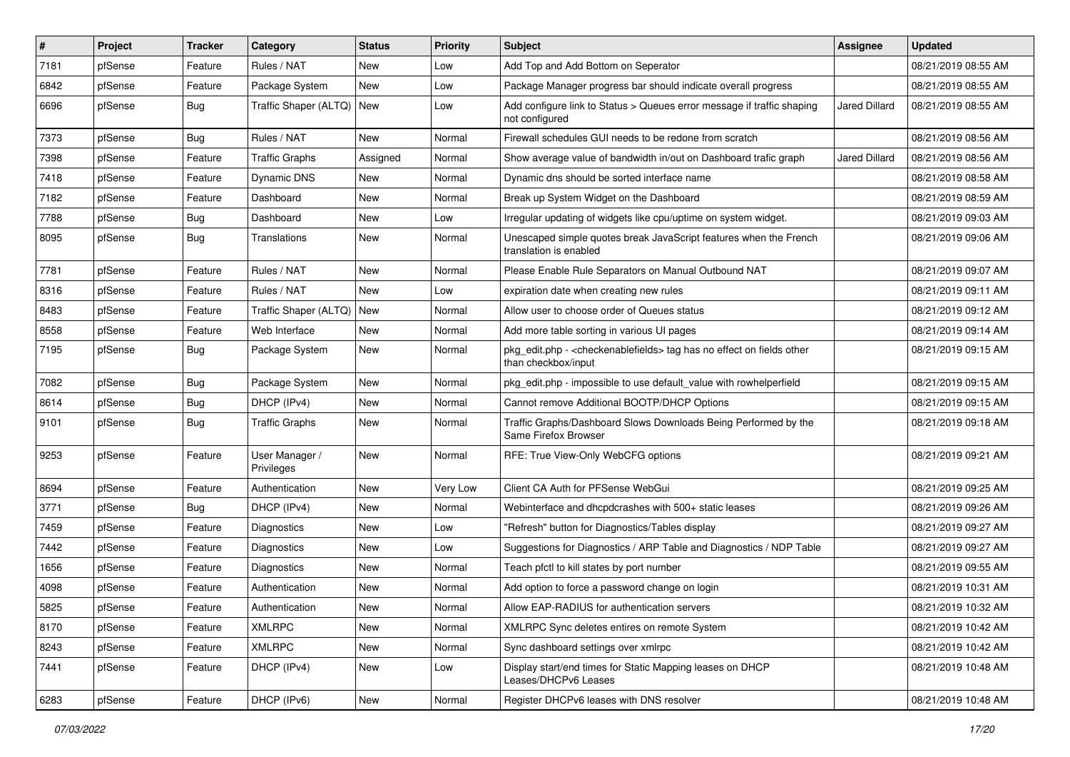| # | Project | Tracker | Category | Status | Priority | Subject | Assignee | Updated |
|---|---|---|---|---|---|---|---|---|
| 7181 | pfSense | Feature | Rules / NAT | New | Low | Add Top and Add Bottom on Seperator | | 08/21/2019 08:55 AM |
| 6842 | pfSense | Feature | Package System | New | Low | Package Manager progress bar should indicate overall progress | | 08/21/2019 08:55 AM |
| 6696 | pfSense | Bug | Traffic Shaper (ALTQ) | New | Low | Add configure link to Status > Queues error message if traffic shaping not configured | Jared Dillard | 08/21/2019 08:55 AM |
| 7373 | pfSense | Bug | Rules / NAT | New | Normal | Firewall schedules GUI needs to be redone from scratch | | 08/21/2019 08:56 AM |
| 7398 | pfSense | Feature | Traffic Graphs | Assigned | Normal | Show average value of bandwidth in/out on Dashboard trafic graph | Jared Dillard | 08/21/2019 08:56 AM |
| 7418 | pfSense | Feature | Dynamic DNS | New | Normal | Dynamic dns should be sorted interface name | | 08/21/2019 08:58 AM |
| 7182 | pfSense | Feature | Dashboard | New | Normal | Break up System Widget on the Dashboard | | 08/21/2019 08:59 AM |
| 7788 | pfSense | Bug | Dashboard | New | Low | Irregular updating of widgets like cpu/uptime on system widget. | | 08/21/2019 09:03 AM |
| 8095 | pfSense | Bug | Translations | New | Normal | Unescaped simple quotes break JavaScript features when the French translation is enabled | | 08/21/2019 09:06 AM |
| 7781 | pfSense | Feature | Rules / NAT | New | Normal | Please Enable Rule Separators on Manual Outbound NAT | | 08/21/2019 09:07 AM |
| 8316 | pfSense | Feature | Rules / NAT | New | Low | expiration date when creating new rules | | 08/21/2019 09:11 AM |
| 8483 | pfSense | Feature | Traffic Shaper (ALTQ) | New | Normal | Allow user to choose order of Queues status | | 08/21/2019 09:12 AM |
| 8558 | pfSense | Feature | Web Interface | New | Normal | Add more table sorting in various UI pages | | 08/21/2019 09:14 AM |
| 7195 | pfSense | Bug | Package System | New | Normal | pkg_edit.php - <checkenablefields> tag has no effect on fields other than checkbox/input | | 08/21/2019 09:15 AM |
| 7082 | pfSense | Bug | Package System | New | Normal | pkg_edit.php - impossible to use default_value with rowhelperfield | | 08/21/2019 09:15 AM |
| 8614 | pfSense | Bug | DHCP (IPv4) | New | Normal | Cannot remove Additional BOOTP/DHCP Options | | 08/21/2019 09:15 AM |
| 9101 | pfSense | Bug | Traffic Graphs | New | Normal | Traffic Graphs/Dashboard Slows Downloads Being Performed by the Same Firefox Browser | | 08/21/2019 09:18 AM |
| 9253 | pfSense | Feature | User Manager / Privileges | New | Normal | RFE: True View-Only WebCFG options | | 08/21/2019 09:21 AM |
| 8694 | pfSense | Feature | Authentication | New | Very Low | Client CA Auth for PFSense WebGui | | 08/21/2019 09:25 AM |
| 3771 | pfSense | Bug | DHCP (IPv4) | New | Normal | Webinterface and dhcpdcrashes with 500+ static leases | | 08/21/2019 09:26 AM |
| 7459 | pfSense | Feature | Diagnostics | New | Low | "Refresh" button for Diagnostics/Tables display | | 08/21/2019 09:27 AM |
| 7442 | pfSense | Feature | Diagnostics | New | Low | Suggestions for Diagnostics / ARP Table and Diagnostics / NDP Table | | 08/21/2019 09:27 AM |
| 1656 | pfSense | Feature | Diagnostics | New | Normal | Teach pfctl to kill states by port number | | 08/21/2019 09:55 AM |
| 4098 | pfSense | Feature | Authentication | New | Normal | Add option to force a password change on login | | 08/21/2019 10:31 AM |
| 5825 | pfSense | Feature | Authentication | New | Normal | Allow EAP-RADIUS for authentication servers | | 08/21/2019 10:32 AM |
| 8170 | pfSense | Feature | XMLRPC | New | Normal | XMLRPC Sync deletes entires on remote System | | 08/21/2019 10:42 AM |
| 8243 | pfSense | Feature | XMLRPC | New | Normal | Sync dashboard settings over xmlrpc | | 08/21/2019 10:42 AM |
| 7441 | pfSense | Feature | DHCP (IPv4) | New | Low | Display start/end times for Static Mapping leases on DHCP Leases/DHCPv6 Leases | | 08/21/2019 10:48 AM |
| 6283 | pfSense | Feature | DHCP (IPv6) | New | Normal | Register DHCPv6 leases with DNS resolver | | 08/21/2019 10:48 AM |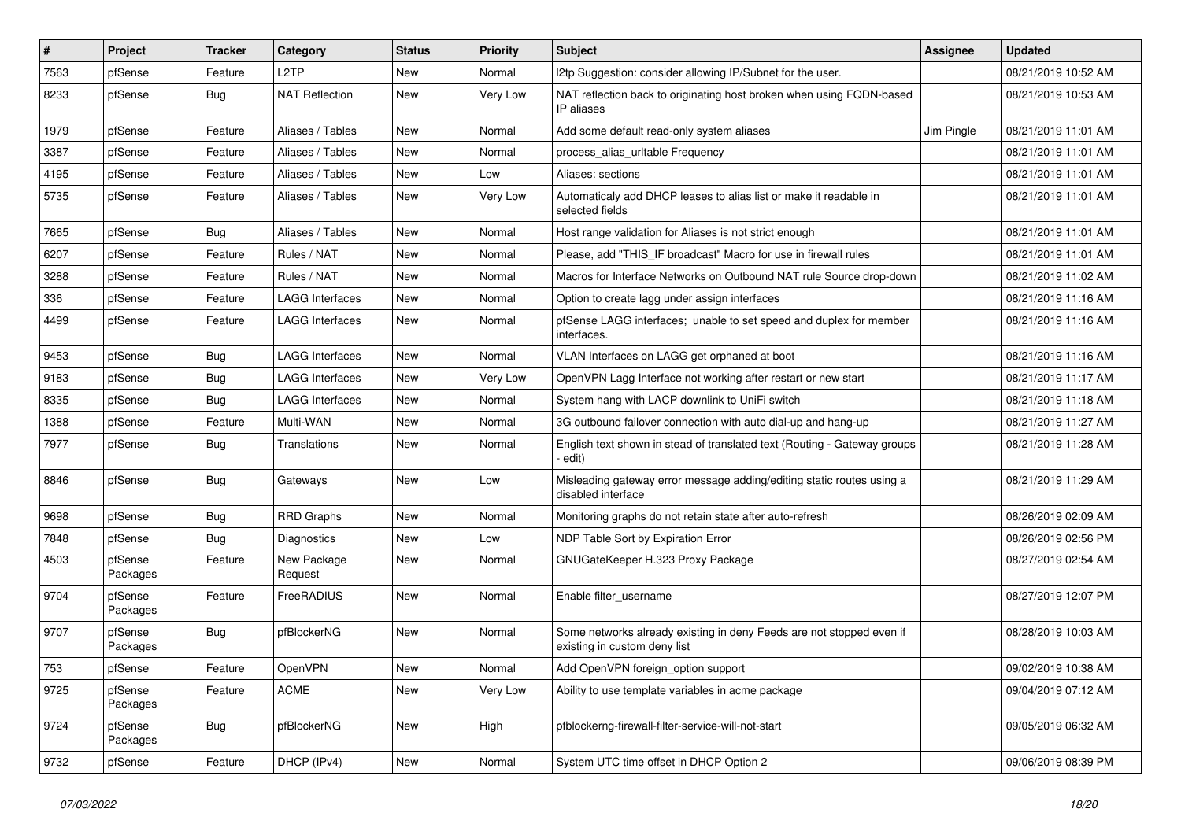| # | Project | Tracker | Category | Status | Priority | Subject | Assignee | Updated |
|---|---|---|---|---|---|---|---|---|
| 7563 | pfSense | Feature | L2TP | New | Normal | l2tp Suggestion: consider allowing IP/Subnet for the user. | | 08/21/2019 10:52 AM |
| 8233 | pfSense | Bug | NAT Reflection | New | Very Low | NAT reflection back to originating host broken when using FQDN-based IP aliases | | 08/21/2019 10:53 AM |
| 1979 | pfSense | Feature | Aliases / Tables | New | Normal | Add some default read-only system aliases | Jim Pingle | 08/21/2019 11:01 AM |
| 3387 | pfSense | Feature | Aliases / Tables | New | Normal | process_alias_urltable Frequency | | 08/21/2019 11:01 AM |
| 4195 | pfSense | Feature | Aliases / Tables | New | Low | Aliases: sections | | 08/21/2019 11:01 AM |
| 5735 | pfSense | Feature | Aliases / Tables | New | Very Low | Automaticaly add DHCP leases to alias list or make it readable in selected fields | | 08/21/2019 11:01 AM |
| 7665 | pfSense | Bug | Aliases / Tables | New | Normal | Host range validation for Aliases is not strict enough | | 08/21/2019 11:01 AM |
| 6207 | pfSense | Feature | Rules / NAT | New | Normal | Please, add "THIS_IF broadcast" Macro for use in firewall rules | | 08/21/2019 11:01 AM |
| 3288 | pfSense | Feature | Rules / NAT | New | Normal | Macros for Interface Networks on Outbound NAT rule Source drop-down | | 08/21/2019 11:02 AM |
| 336 | pfSense | Feature | LAGG Interfaces | New | Normal | Option to create lagg under assign interfaces | | 08/21/2019 11:16 AM |
| 4499 | pfSense | Feature | LAGG Interfaces | New | Normal | pfSense LAGG interfaces; unable to set speed and duplex for member interfaces. | | 08/21/2019 11:16 AM |
| 9453 | pfSense | Bug | LAGG Interfaces | New | Normal | VLAN Interfaces on LAGG get orphaned at boot | | 08/21/2019 11:16 AM |
| 9183 | pfSense | Bug | LAGG Interfaces | New | Very Low | OpenVPN Lagg Interface not working after restart or new start | | 08/21/2019 11:17 AM |
| 8335 | pfSense | Bug | LAGG Interfaces | New | Normal | System hang with LACP downlink to UniFi switch | | 08/21/2019 11:18 AM |
| 1388 | pfSense | Feature | Multi-WAN | New | Normal | 3G outbound failover connection with auto dial-up and hang-up | | 08/21/2019 11:27 AM |
| 7977 | pfSense | Bug | Translations | New | Normal | English text shown in stead of translated text (Routing - Gateway groups - edit) | | 08/21/2019 11:28 AM |
| 8846 | pfSense | Bug | Gateways | New | Low | Misleading gateway error message adding/editing static routes using a disabled interface | | 08/21/2019 11:29 AM |
| 9698 | pfSense | Bug | RRD Graphs | New | Normal | Monitoring graphs do not retain state after auto-refresh | | 08/26/2019 02:09 AM |
| 7848 | pfSense | Bug | Diagnostics | New | Low | NDP Table Sort by Expiration Error | | 08/26/2019 02:56 PM |
| 4503 | pfSense Packages | Feature | New Package Request | New | Normal | GNUGateKeeper H.323 Proxy Package | | 08/27/2019 02:54 AM |
| 9704 | pfSense Packages | Feature | FreeRADIUS | New | Normal | Enable filter_username | | 08/27/2019 12:07 PM |
| 9707 | pfSense Packages | Bug | pfBlockerNG | New | Normal | Some networks already existing in deny Feeds are not stopped even if existing in custom deny list | | 08/28/2019 10:03 AM |
| 753 | pfSense | Feature | OpenVPN | New | Normal | Add OpenVPN foreign_option support | | 09/02/2019 10:38 AM |
| 9725 | pfSense Packages | Feature | ACME | New | Very Low | Ability to use template variables in acme package | | 09/04/2019 07:12 AM |
| 9724 | pfSense Packages | Bug | pfBlockerNG | New | High | pfblockerng-firewall-filter-service-will-not-start | | 09/05/2019 06:32 AM |
| 9732 | pfSense | Feature | DHCP (IPv4) | New | Normal | System UTC time offset in DHCP Option 2 | | 09/06/2019 08:39 PM |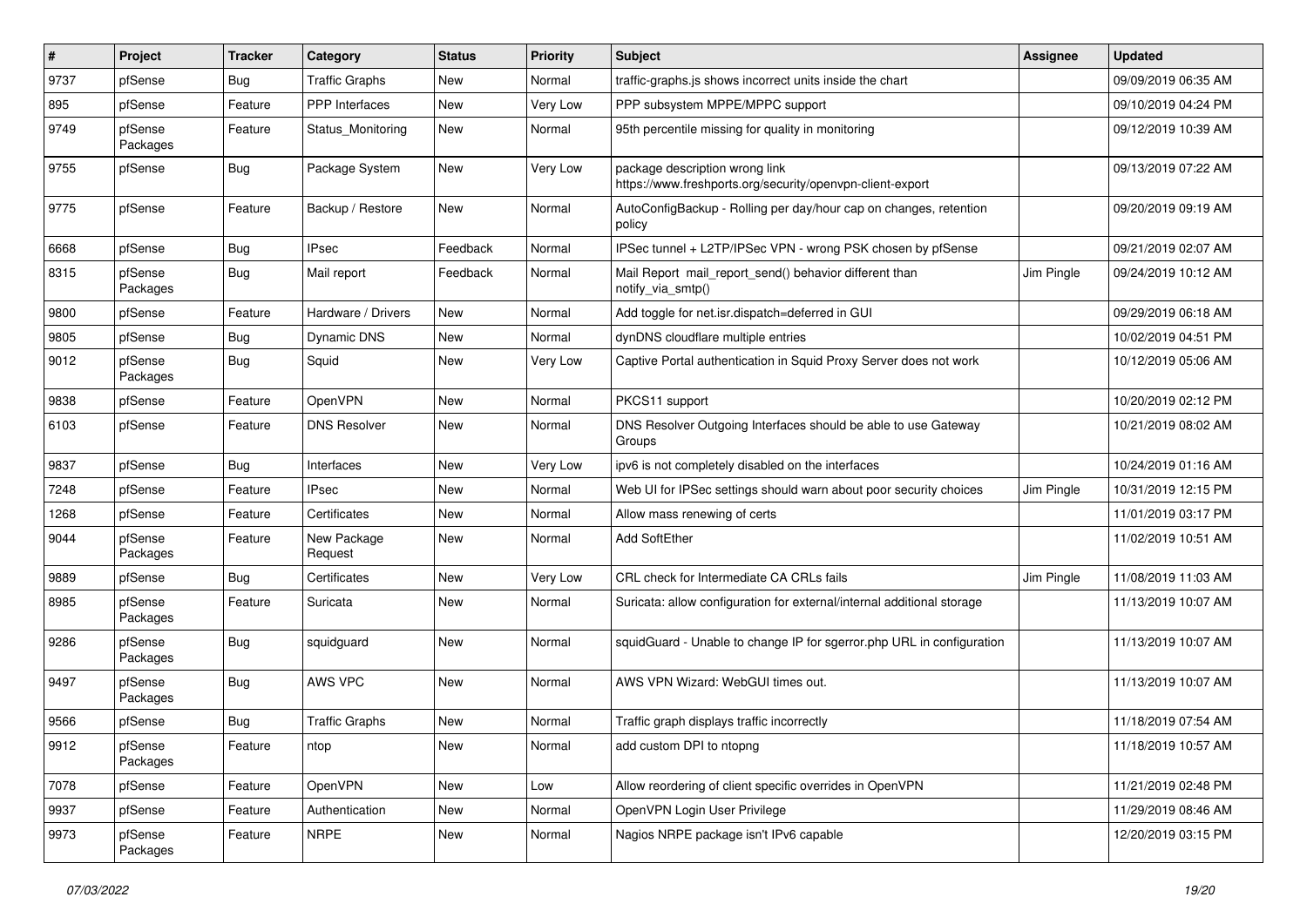| # | Project | Tracker | Category | Status | Priority | Subject | Assignee | Updated |
|---|---|---|---|---|---|---|---|---|
| 9737 | pfSense | Bug | Traffic Graphs | New | Normal | traffic-graphs.js shows incorrect units inside the chart | | 09/09/2019 06:35 AM |
| 895 | pfSense | Feature | PPP Interfaces | New | Very Low | PPP subsystem MPPE/MPPC support | | 09/10/2019 04:24 PM |
| 9749 | pfSense Packages | Feature | Status_Monitoring | New | Normal | 95th percentile missing for quality in monitoring | | 09/12/2019 10:39 AM |
| 9755 | pfSense | Bug | Package System | New | Very Low | package description wrong link https://www.freshports.org/security/openvpn-client-export | | 09/13/2019 07:22 AM |
| 9775 | pfSense | Feature | Backup / Restore | New | Normal | AutoConfigBackup - Rolling per day/hour cap on changes, retention policy | | 09/20/2019 09:19 AM |
| 6668 | pfSense | Bug | IPsec | Feedback | Normal | IPSec tunnel + L2TP/IPSec VPN - wrong PSK chosen by pfSense | | 09/21/2019 02:07 AM |
| 8315 | pfSense Packages | Bug | Mail report | Feedback | Normal | Mail Report mail_report_send() behavior different than notify_via_smtp() | Jim Pingle | 09/24/2019 10:12 AM |
| 9800 | pfSense | Feature | Hardware / Drivers | New | Normal | Add toggle for net.isr.dispatch=deferred in GUI | | 09/29/2019 06:18 AM |
| 9805 | pfSense | Bug | Dynamic DNS | New | Normal | dynDNS cloudflare multiple entries | | 10/02/2019 04:51 PM |
| 9012 | pfSense Packages | Bug | Squid | New | Very Low | Captive Portal authentication in Squid Proxy Server does not work | | 10/12/2019 05:06 AM |
| 9838 | pfSense | Feature | OpenVPN | New | Normal | PKCS11 support | | 10/20/2019 02:12 PM |
| 6103 | pfSense | Feature | DNS Resolver | New | Normal | DNS Resolver Outgoing Interfaces should be able to use Gateway Groups | | 10/21/2019 08:02 AM |
| 9837 | pfSense | Bug | Interfaces | New | Very Low | ipv6 is not completely disabled on the interfaces | | 10/24/2019 01:16 AM |
| 7248 | pfSense | Feature | IPsec | New | Normal | Web UI for IPSec settings should warn about poor security choices | Jim Pingle | 10/31/2019 12:15 PM |
| 1268 | pfSense | Feature | Certificates | New | Normal | Allow mass renewing of certs | | 11/01/2019 03:17 PM |
| 9044 | pfSense Packages | Feature | New Package Request | New | Normal | Add SoftEther | | 11/02/2019 10:51 AM |
| 9889 | pfSense | Bug | Certificates | New | Very Low | CRL check for Intermediate CA CRLs fails | Jim Pingle | 11/08/2019 11:03 AM |
| 8985 | pfSense Packages | Feature | Suricata | New | Normal | Suricata: allow configuration for external/internal additional storage | | 11/13/2019 10:07 AM |
| 9286 | pfSense Packages | Bug | squidguard | New | Normal | squidGuard - Unable to change IP for sgerror.php URL in configuration | | 11/13/2019 10:07 AM |
| 9497 | pfSense Packages | Bug | AWS VPC | New | Normal | AWS VPN Wizard: WebGUI times out. | | 11/13/2019 10:07 AM |
| 9566 | pfSense | Bug | Traffic Graphs | New | Normal | Traffic graph displays traffic incorrectly | | 11/18/2019 07:54 AM |
| 9912 | pfSense Packages | Feature | ntop | New | Normal | add custom DPI to ntopng | | 11/18/2019 10:57 AM |
| 7078 | pfSense | Feature | OpenVPN | New | Low | Allow reordering of client specific overrides in OpenVPN | | 11/21/2019 02:48 PM |
| 9937 | pfSense | Feature | Authentication | New | Normal | OpenVPN Login User Privilege | | 11/29/2019 08:46 AM |
| 9973 | pfSense Packages | Feature | NRPE | New | Normal | Nagios NRPE package isn't IPv6 capable | | 12/20/2019 03:15 PM |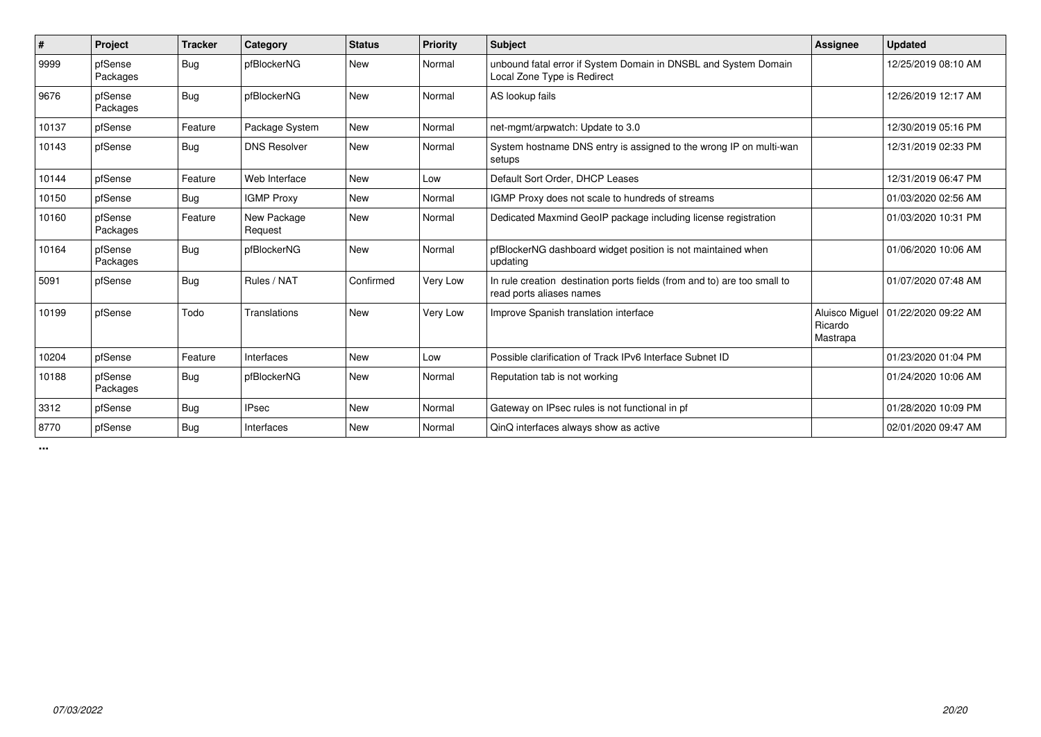| # | Project | Tracker | Category | Status | Priority | Subject | Assignee | Updated |
|---|---|---|---|---|---|---|---|---|
| 9999 | pfSense Packages | Bug | pfBlockerNG | New | Normal | unbound fatal error if System Domain in DNSBL and System Domain Local Zone Type is Redirect | | 12/25/2019 08:10 AM |
| 9676 | pfSense Packages | Bug | pfBlockerNG | New | Normal | AS lookup fails | | 12/26/2019 12:17 AM |
| 10137 | pfSense | Feature | Package System | New | Normal | net-mgmt/arpwatch: Update to 3.0 | | 12/30/2019 05:16 PM |
| 10143 | pfSense | Bug | DNS Resolver | New | Normal | System hostname DNS entry is assigned to the wrong IP on multi-wan setups | | 12/31/2019 02:33 PM |
| 10144 | pfSense | Feature | Web Interface | New | Low | Default Sort Order, DHCP Leases | | 12/31/2019 06:47 PM |
| 10150 | pfSense | Bug | IGMP Proxy | New | Normal | IGMP Proxy does not scale to hundreds of streams | | 01/03/2020 02:56 AM |
| 10160 | pfSense Packages | Feature | New Package Request | New | Normal | Dedicated Maxmind GeoIP package including license registration | | 01/03/2020 10:31 PM |
| 10164 | pfSense Packages | Bug | pfBlockerNG | New | Normal | pfBlockerNG dashboard widget position is not maintained when updating | | 01/06/2020 10:06 AM |
| 5091 | pfSense | Bug | Rules / NAT | Confirmed | Very Low | In rule creation destination ports fields (from and to) are too small to read ports aliases names | | 01/07/2020 07:48 AM |
| 10199 | pfSense | Todo | Translations | New | Very Low | Improve Spanish translation interface | Aluisco Miguel Ricardo Mastrapa | 01/22/2020 09:22 AM |
| 10204 | pfSense | Feature | Interfaces | New | Low | Possible clarification of Track IPv6 Interface Subnet ID | | 01/23/2020 01:04 PM |
| 10188 | pfSense Packages | Bug | pfBlockerNG | New | Normal | Reputation tab is not working | | 01/24/2020 10:06 AM |
| 3312 | pfSense | Bug | IPsec | New | Normal | Gateway on IPsec rules is not functional in pf | | 01/28/2020 10:09 PM |
| 8770 | pfSense | Bug | Interfaces | New | Normal | QinQ interfaces always show as active | | 02/01/2020 09:47 AM |

...